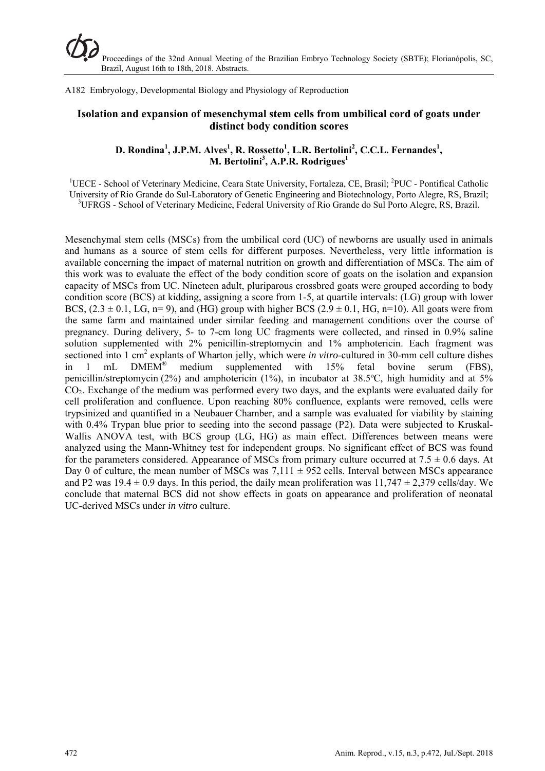A182 Embryology, Developmental Biology and Physiology of Reproduction

# Isolation and expansion of mesenchymal stem cells from umbilical cord of goats under distinct body condition scores

**D. Rondina[1], J.P.M. Alves[1], R. Rossetto[1], L.R. Bertolini[2], C.C.L. Fernandes[1], M. Bertolini[3], A.P.R. Rodrigues[1]**

[1]UECE - School of Veterinary Medicine, Ceara State University, Fortaleza, CE, Brasil; [2]PUC - Pontifical Catholic University of Rio Grande do Sul-Laboratory of Genetic Engineering and Biotechnology, Porto Alegre, RS, Brazil; [3]UFRGS - School of Veterinary Medicine, Federal University of Rio Grande do Sul Porto Alegre, RS, Brazil.

Mesenchymal stem cells (MSCs) from the umbilical cord (UC) of newborns are usually used in animals and humans as a source of stem cells for different purposes. Nevertheless, very little information is available concerning the impact of maternal nutrition on growth and differentiation of MSCs. The aim of this work was to evaluate the effect of the body condition score of goats on the isolation and expansion capacity of MSCs from UC. Nineteen adult, pluriparous crossbred goats were grouped according to body condition score (BCS) at kidding, assigning a score from 1-5, at quartile intervals: (LG) group with lower BCS, ($2.3 \pm 0.1$, LG, n= 9), and (HG) group with higher BCS ($2.9 \pm 0.1$, HG, n=10). All goats were from the same farm and maintained under similar feeding and management conditions over the course of pregnancy. During delivery, 5- to 7-cm long UC fragments were collected, and rinsed in 0.9% saline solution supplemented with 2% penicillin-streptomycin and 1% amphotericin. Each fragment was sectioned into 1 $cm^2$ explants of Wharton jelly, which were *in vitro*-cultured in 30-mm cell culture dishes in 1 mL DMEM® medium supplemented with 15% fetal bovine serum (FBS), penicillin/streptomycin (2%) and amphotericin (1%), in incubator at 38.5ºC, high humidity and at 5% $CO_2$. Exchange of the medium was performed every two days, and the explants were evaluated daily for cell proliferation and confluence. Upon reaching 80% confluence, explants were removed, cells were trypsinized and quantified in a Neubauer Chamber, and a sample was evaluated for viability by staining with 0.4% Trypan blue prior to seeding into the second passage (P2). Data were subjected to Kruskal-Wallis ANOVA test, with BCS group (LG, HG) as main effect. Differences between means were analyzed using the Mann-Whitney test for independent groups. No significant effect of BCS was found for the parameters considered. Appearance of MSCs from primary culture occurred at $7.5 \pm 0.6$ days. At Day 0 of culture, the mean number of MSCs was $7{,}111 \pm 952$ cells. Interval between MSCs appearance and P2 was $19.4 \pm 0.9$ days. In this period, the daily mean proliferation was $11{,}747 \pm 2{,}379$ cells/day. We conclude that maternal BCS did not show effects in goats on appearance and proliferation of neonatal UC-derived MSCs under *in vitro* culture.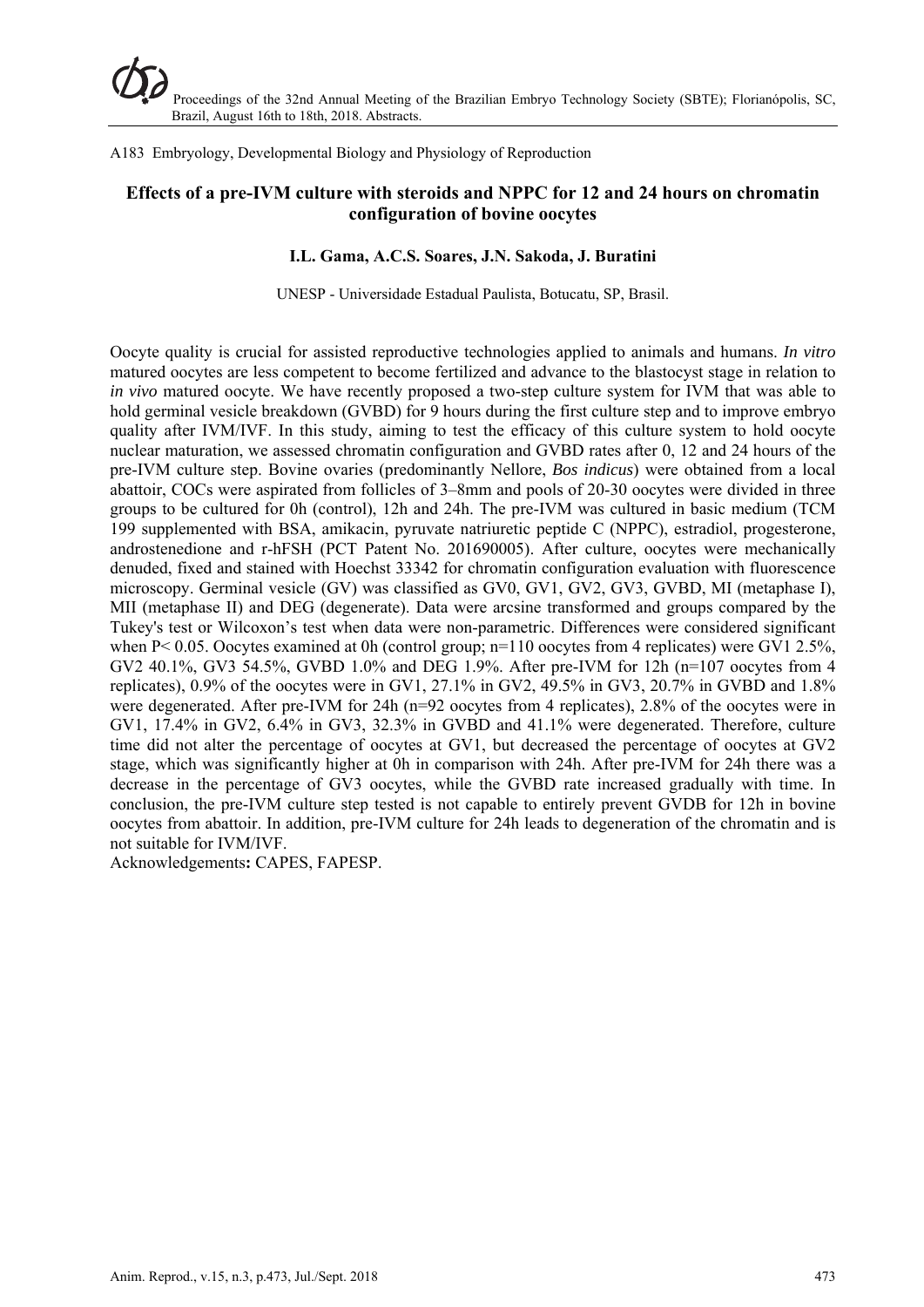A183 Embryology, Developmental Biology and Physiology of Reproduction

## Effects of a pre-IVM culture with steroids and NPPC for 12 and 24 hours on chromatin configuration of bovine oocytes

**I.L. Gama, A.C.S. Soares, J.N. Sakoda, J. Buratini**

UNESP - Universidade Estadual Paulista, Botucatu, SP, Brasil.

Oocyte quality is crucial for assisted reproductive technologies applied to animals and humans. *In vitro* matured oocytes are less competent to become fertilized and advance to the blastocyst stage in relation to *in vivo* matured oocyte. We have recently proposed a two-step culture system for IVM that was able to hold germinal vesicle breakdown (GVBD) for 9 hours during the first culture step and to improve embryo quality after IVM/IVF. In this study, aiming to test the efficacy of this culture system to hold oocyte nuclear maturation, we assessed chromatin configuration and GVBD rates after 0, 12 and 24 hours of the pre-IVM culture step. Bovine ovaries (predominantly Nellore, *Bos indicus*) were obtained from a local abattoir, COCs were aspirated from follicles of 3–8mm and pools of 20-30 oocytes were divided in three groups to be cultured for 0h (control), 12h and 24h. The pre-IVM was cultured in basic medium (TCM 199 supplemented with BSA, amikacin, pyruvate natriuretic peptide C (NPPC), estradiol, progesterone, androstenedione and r-hFSH (PCT Patent No. 201690005). After culture, oocytes were mechanically denuded, fixed and stained with Hoechst 33342 for chromatin configuration evaluation with fluorescence microscopy. Germinal vesicle (GV) was classified as GV0, GV1, GV2, GV3, GVBD, MI (metaphase I), MII (metaphase II) and DEG (degenerate). Data were arcsine transformed and groups compared by the Tukey's test or Wilcoxon's test when data were non-parametric. Differences were considered significant when $P < 0.05$. Oocytes examined at 0h (control group; n=110 oocytes from 4 replicates) were GV1 2.5%, GV2 40.1%, GV3 54.5%, GVBD 1.0% and DEG 1.9%. After pre-IVM for 12h (n=107 oocytes from 4 replicates), 0.9% of the oocytes were in GV1, 27.1% in GV2, 49.5% in GV3, 20.7% in GVBD and 1.8% were degenerated. After pre-IVM for 24h (n=92 oocytes from 4 replicates), 2.8% of the oocytes were in GV1, 17.4% in GV2, 6.4% in GV3, 32.3% in GVBD and 41.1% were degenerated. Therefore, culture time did not alter the percentage of oocytes at GV1, but decreased the percentage of oocytes at GV2 stage, which was significantly higher at 0h in comparison with 24h. After pre-IVM for 24h there was a decrease in the percentage of GV3 oocytes, while the GVBD rate increased gradually with time. In conclusion, the pre-IVM culture step tested is not capable to entirely prevent GVDB for 12h in bovine oocytes from abattoir. In addition, pre-IVM culture for 24h leads to degeneration of the chromatin and is not suitable for IVM/IVF.

Acknowledgements**:** CAPES, FAPESP.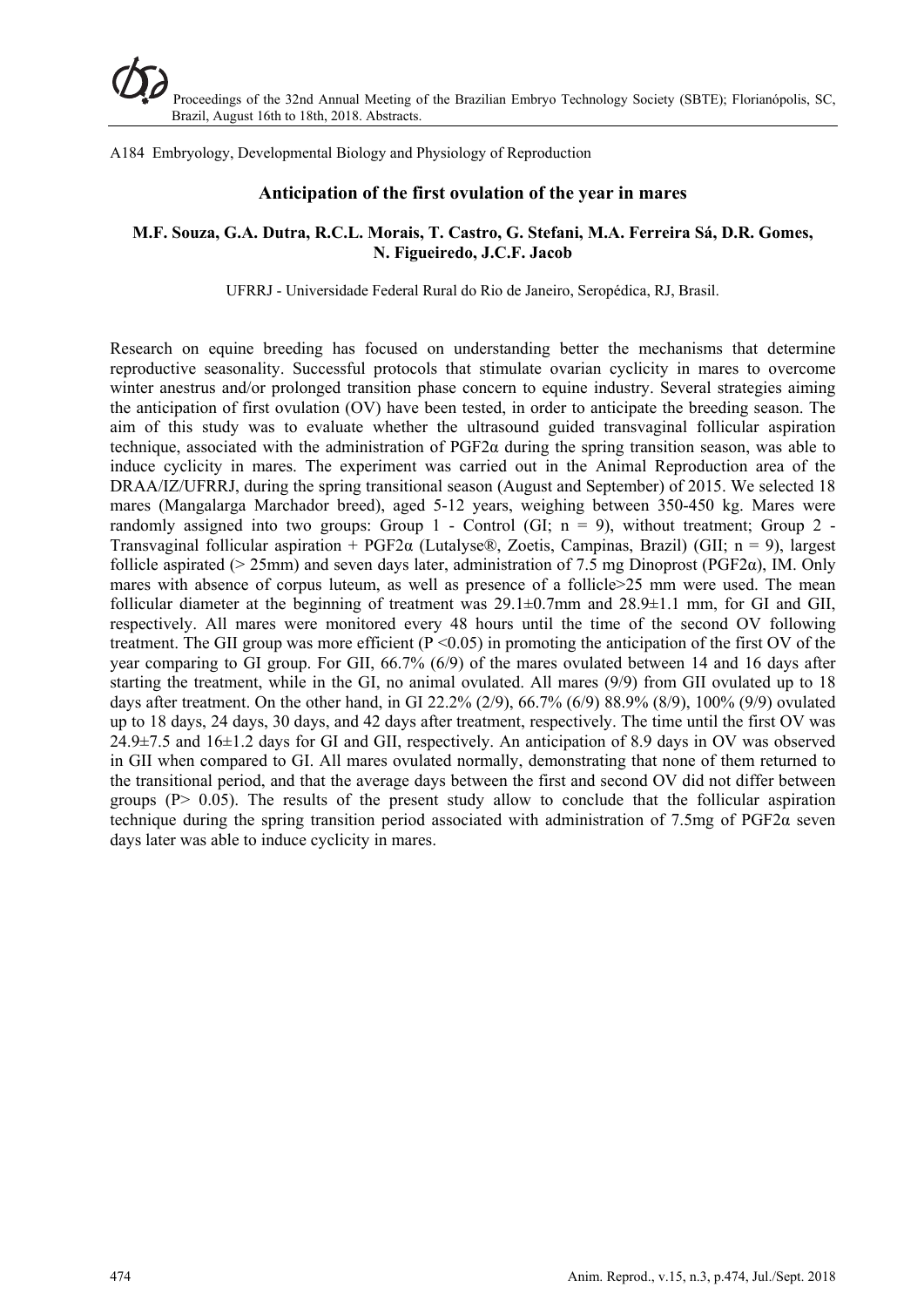A184 Embryology, Developmental Biology and Physiology of Reproduction

## Anticipation of the first ovulation of the year in mares

**M.F. Souza, G.A. Dutra, R.C.L. Morais, T. Castro, G. Stefani, M.A. Ferreira Sá, D.R. Gomes, N. Figueiredo, J.C.F. Jacob**

UFRRJ - Universidade Federal Rural do Rio de Janeiro, Seropédica, RJ, Brasil.

Research on equine breeding has focused on understanding better the mechanisms that determine reproductive seasonality. Successful protocols that stimulate ovarian cyclicity in mares to overcome winter anestrus and/or prolonged transition phase concern to equine industry. Several strategies aiming the anticipation of first ovulation (OV) have been tested, in order to anticipate the breeding season. The aim of this study was to evaluate whether the ultrasound guided transvaginal follicular aspiration technique, associated with the administration of $PGF2\alpha$ during the spring transition season, was able to induce cyclicity in mares. The experiment was carried out in the Animal Reproduction area of the DRAA/IZ/UFRRJ, during the spring transitional season (August and September) of 2015. We selected 18 mares (Mangalarga Marchador breed), aged 5-12 years, weighing between 350-450 kg. Mares were randomly assigned into two groups: Group 1 - Control (GI; n = 9), without treatment; Group 2 - Transvaginal follicular aspiration + $PGF2\alpha$ (Lutalyse®, Zoetis, Campinas, Brazil) (GII; n = 9), largest follicle aspirated (> 25mm) and seven days later, administration of 7.5 mg Dinoprost ($PGF2\alpha$), IM. Only mares with absence of corpus luteum, as well as presence of a follicle>25 mm were used. The mean follicular diameter at the beginning of treatment was 29.1±0.7mm and 28.9±1.1 mm, for GI and GII, respectively. All mares were monitored every 48 hours until the time of the second OV following treatment. The GII group was more efficient ($P < 0.05$) in promoting the anticipation of the first OV of the year comparing to GI group. For GII, 66.7% (6/9) of the mares ovulated between 14 and 16 days after starting the treatment, while in the GI, no animal ovulated. All mares (9/9) from GII ovulated up to 18 days after treatment. On the other hand, in GI 22.2% (2/9), 66.7% (6/9) 88.9% (8/9), 100% (9/9) ovulated up to 18 days, 24 days, 30 days, and 42 days after treatment, respectively. The time until the first OV was 24.9±7.5 and 16±1.2 days for GI and GII, respectively. An anticipation of 8.9 days in OV was observed in GII when compared to GI. All mares ovulated normally, demonstrating that none of them returned to the transitional period, and that the average days between the first and second OV did not differ between groups ($P > 0.05$). The results of the present study allow to conclude that the follicular aspiration technique during the spring transition period associated with administration of 7.5mg of $PGF2\alpha$ seven days later was able to induce cyclicity in mares.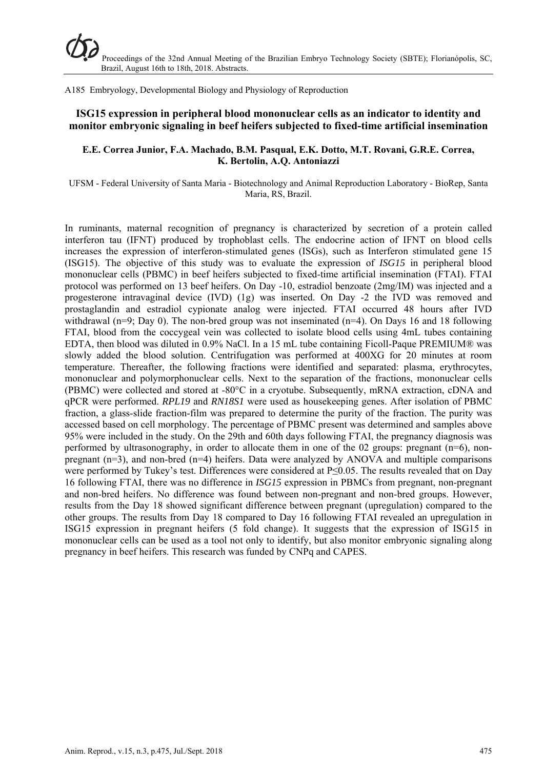A185 Embryology, Developmental Biology and Physiology of Reproduction

## ISG15 expression in peripheral blood mononuclear cells as an indicator to identity and monitor embryonic signaling in beef heifers subjected to fixed-time artificial insemination

**E.E. Correa Junior, F.A. Machado, B.M. Pasqual, E.K. Dotto, M.T. Rovani, G.R.E. Correa, K. Bertolin, A.Q. Antoniazzi**

UFSM - Federal University of Santa Maria - Biotechnology and Animal Reproduction Laboratory - BioRep, Santa Maria, RS, Brazil.

In ruminants, maternal recognition of pregnancy is characterized by secretion of a protein called interferon tau (IFNT) produced by trophoblast cells. The endocrine action of IFNT on blood cells increases the expression of interferon-stimulated genes (ISGs), such as Interferon stimulated gene 15 (ISG15). The objective of this study was to evaluate the expression of *ISG15* in peripheral blood mononuclear cells (PBMC) in beef heifers subjected to fixed-time artificial insemination (FTAI). FTAI protocol was performed on 13 beef heifers. On Day -10, estradiol benzoate (2mg/IM) was injected and a progesterone intravaginal device (IVD) (1g) was inserted. On Day -2 the IVD was removed and prostaglandin and estradiol cypionate analog were injected. FTAI occurred 48 hours after IVD withdrawal (n=9; Day 0). The non-bred group was not inseminated (n=4). On Days 16 and 18 following FTAI, blood from the coccygeal vein was collected to isolate blood cells using 4mL tubes containing EDTA, then blood was diluted in 0.9% NaCl. In a 15 mL tube containing Ficoll-Paque PREMIUM® was slowly added the blood solution. Centrifugation was performed at 400XG for 20 minutes at room temperature. Thereafter, the following fractions were identified and separated: plasma, erythrocytes, mononuclear and polymorphonuclear cells. Next to the separation of the fractions, mononuclear cells (PBMC) were collected and stored at -80°C in a cryotube. Subsequently, mRNA extraction, cDNA and qPCR were performed. *RPL19* and *RN18S1* were used as housekeeping genes. After isolation of PBMC fraction, a glass-slide fraction-film was prepared to determine the purity of the fraction. The purity was accessed based on cell morphology. The percentage of PBMC present was determined and samples above 95% were included in the study. On the 29th and 60th days following FTAI, the pregnancy diagnosis was performed by ultrasonography, in order to allocate them in one of the 02 groups: pregnant (n=6), non-pregnant (n=3), and non-bred (n=4) heifers. Data were analyzed by ANOVA and multiple comparisons were performed by Tukey's test. Differences were considered at $P \leq 0.05$. The results revealed that on Day 16 following FTAI, there was no difference in *ISG15* expression in PBMCs from pregnant, non-pregnant and non-bred heifers. No difference was found between non-pregnant and non-bred groups. However, results from the Day 18 showed significant difference between pregnant (upregulation) compared to the other groups. The results from Day 18 compared to Day 16 following FTAI revealed an upregulation in ISG15 expression in pregnant heifers (5 fold change). It suggests that the expression of ISG15 in mononuclear cells can be used as a tool not only to identify, but also monitor embryonic signaling along pregnancy in beef heifers. This research was funded by CNPq and CAPES.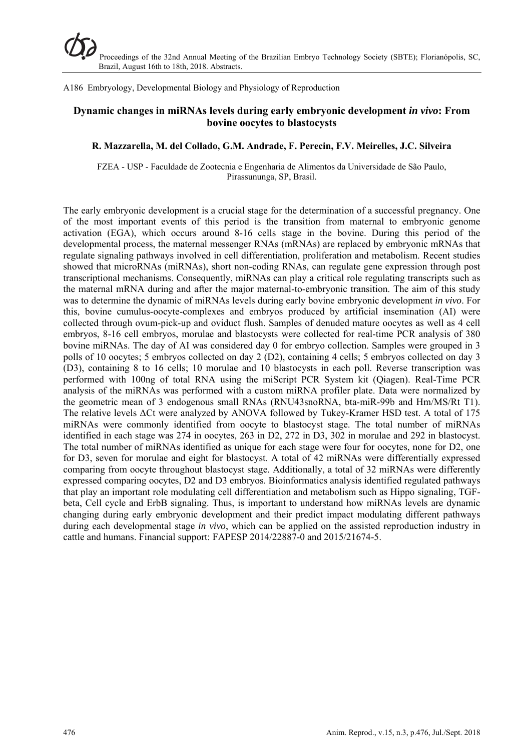A186 Embryology, Developmental Biology and Physiology of Reproduction

## Dynamic changes in miRNAs levels during early embryonic development *in vivo*: From bovine oocytes to blastocysts

**R. Mazzarella, M. del Collado, G.M. Andrade, F. Perecin, F.V. Meirelles, J.C. Silveira**

FZEA - USP - Faculdade de Zootecnia e Engenharia de Alimentos da Universidade de São Paulo, Pirassununga, SP, Brasil.

The early embryonic development is a crucial stage for the determination of a successful pregnancy. One of the most important events of this period is the transition from maternal to embryonic genome activation (EGA), which occurs around 8-16 cells stage in the bovine. During this period of the developmental process, the maternal messenger RNAs (mRNAs) are replaced by embryonic mRNAs that regulate signaling pathways involved in cell differentiation, proliferation and metabolism. Recent studies showed that microRNAs (miRNAs), short non-coding RNAs, can regulate gene expression through post transcriptional mechanisms. Consequently, miRNAs can play a critical role regulating transcripts such as the maternal mRNA during and after the major maternal-to-embryonic transition. The aim of this study was to determine the dynamic of miRNAs levels during early bovine embryonic development *in vivo*. For this, bovine cumulus-oocyte-complexes and embryos produced by artificial insemination (AI) were collected through ovum-pick-up and oviduct flush. Samples of denuded mature oocytes as well as 4 cell embryos, 8-16 cell embryos, morulae and blastocysts were collected for real-time PCR analysis of 380 bovine miRNAs. The day of AI was considered day 0 for embryo collection. Samples were grouped in 3 polls of 10 oocytes; 5 embryos collected on day 2 (D2), containing 4 cells; 5 embryos collected on day 3 (D3), containing 8 to 16 cells; 10 morulae and 10 blastocysts in each poll. Reverse transcription was performed with 100ng of total RNA using the miScript PCR System kit (Qiagen). Real-Time PCR analysis of the miRNAs was performed with a custom miRNA profiler plate. Data were normalized by the geometric mean of 3 endogenous small RNAs (RNU43snoRNA, bta-miR-99b and Hm/MS/Rt T1). The relative levels ΔCt were analyzed by ANOVA followed by Tukey-Kramer HSD test. A total of 175 miRNAs were commonly identified from oocyte to blastocyst stage. The total number of miRNAs identified in each stage was 274 in oocytes, 263 in D2, 272 in D3, 302 in morulae and 292 in blastocyst. The total number of miRNAs identified as unique for each stage were four for oocytes, none for D2, one for D3, seven for morulae and eight for blastocyst. A total of 42 miRNAs were differentially expressed comparing from oocyte throughout blastocyst stage. Additionally, a total of 32 miRNAs were differently expressed comparing oocytes, D2 and D3 embryos. Bioinformatics analysis identified regulated pathways that play an important role modulating cell differentiation and metabolism such as Hippo signaling, TGF-beta, Cell cycle and ErbB signaling. Thus, is important to understand how miRNAs levels are dynamic changing during early embryonic development and their predict impact modulating different pathways during each developmental stage *in vivo*, which can be applied on the assisted reproduction industry in cattle and humans. Financial support: FAPESP 2014/22887-0 and 2015/21674-5.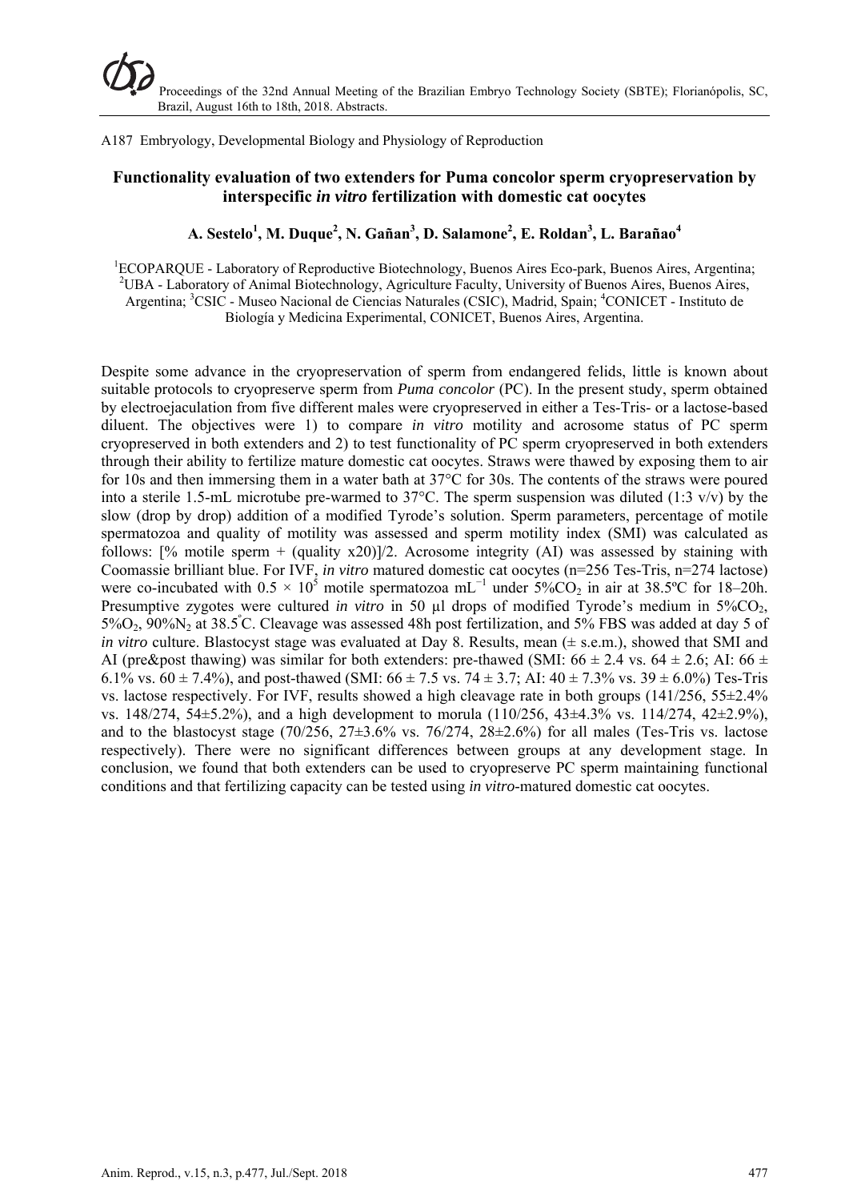A187 Embryology, Developmental Biology and Physiology of Reproduction

# Functionality evaluation of two extenders for Puma concolor sperm cryopreservation by interspecific *in vitro* fertilization with domestic cat oocytes

**A. Sestelo[1], M. Duque[2], N. Gañan[3], D. Salamone[2], E. Roldan[3], L. Barañao[4]**

[1]ECOPARQUE - Laboratory of Reproductive Biotechnology, Buenos Aires Eco-park, Buenos Aires, Argentina; [2]UBA - Laboratory of Animal Biotechnology, Agriculture Faculty, University of Buenos Aires, Buenos Aires, Argentina; [3]CSIC - Museo Nacional de Ciencias Naturales (CSIC), Madrid, Spain; [4]CONICET - Instituto de Biología y Medicina Experimental, CONICET, Buenos Aires, Argentina.

Despite some advance in the cryopreservation of sperm from endangered felids, little is known about suitable protocols to cryopreserve sperm from *Puma concolor* (PC). In the present study, sperm obtained by electroejaculation from five different males were cryopreserved in either a Tes-Tris- or a lactose-based diluent. The objectives were 1) to compare *in vitro* motility and acrosome status of PC sperm cryopreserved in both extenders and 2) to test functionality of PC sperm cryopreserved in both extenders through their ability to fertilize mature domestic cat oocytes. Straws were thawed by exposing them to air for 10s and then immersing them in a water bath at 37°C for 30s. The contents of the straws were poured into a sterile 1.5-mL microtube pre-warmed to 37°C. The sperm suspension was diluted (1:3 v/v) by the slow (drop by drop) addition of a modified Tyrode's solution. Sperm parameters, percentage of motile spermatozoa and quality of motility was assessed and sperm motility index (SMI) was calculated as follows: [% motile sperm + (quality x20)]/2. Acrosome integrity (AI) was assessed by staining with Coomassie brilliant blue. For IVF, *in vitro* matured domestic cat oocytes (n=256 Tes-Tris, n=274 lactose) were co-incubated with $0.5 \times 10^5$ motile spermatozoa $mL^{-1}$ under 5%$CO_2$ in air at 38.5ºC for 18–20h. Presumptive zygotes were cultured *in vitro* in 50 µl drops of modified Tyrode's medium in 5%$CO_2$, 5%$O_2$, 90%$N_2$ at 38.5°C. Cleavage was assessed 48h post fertilization, and 5% FBS was added at day 5 of *in vitro* culture. Blastocyst stage was evaluated at Day 8. Results, mean (± s.e.m.), showed that SMI and AI (pre&post thawing) was similar for both extenders: pre-thawed (SMI: 66 ± 2.4 vs. 64 ± 2.6; AI: 66 ± 6.1% vs. 60 ± 7.4%), and post-thawed (SMI: 66 ± 7.5 vs. 74 ± 3.7; AI: 40 ± 7.3% vs. 39 ± 6.0%) Tes-Tris vs. lactose respectively. For IVF, results showed a high cleavage rate in both groups (141/256, 55±2.4% vs. 148/274, 54±5.2%), and a high development to morula (110/256, 43±4.3% vs. 114/274, 42±2.9%), and to the blastocyst stage (70/256, 27±3.6% vs. 76/274, 28±2.6%) for all males (Tes-Tris vs. lactose respectively). There were no significant differences between groups at any development stage. In conclusion, we found that both extenders can be used to cryopreserve PC sperm maintaining functional conditions and that fertilizing capacity can be tested using *in vitro*-matured domestic cat oocytes.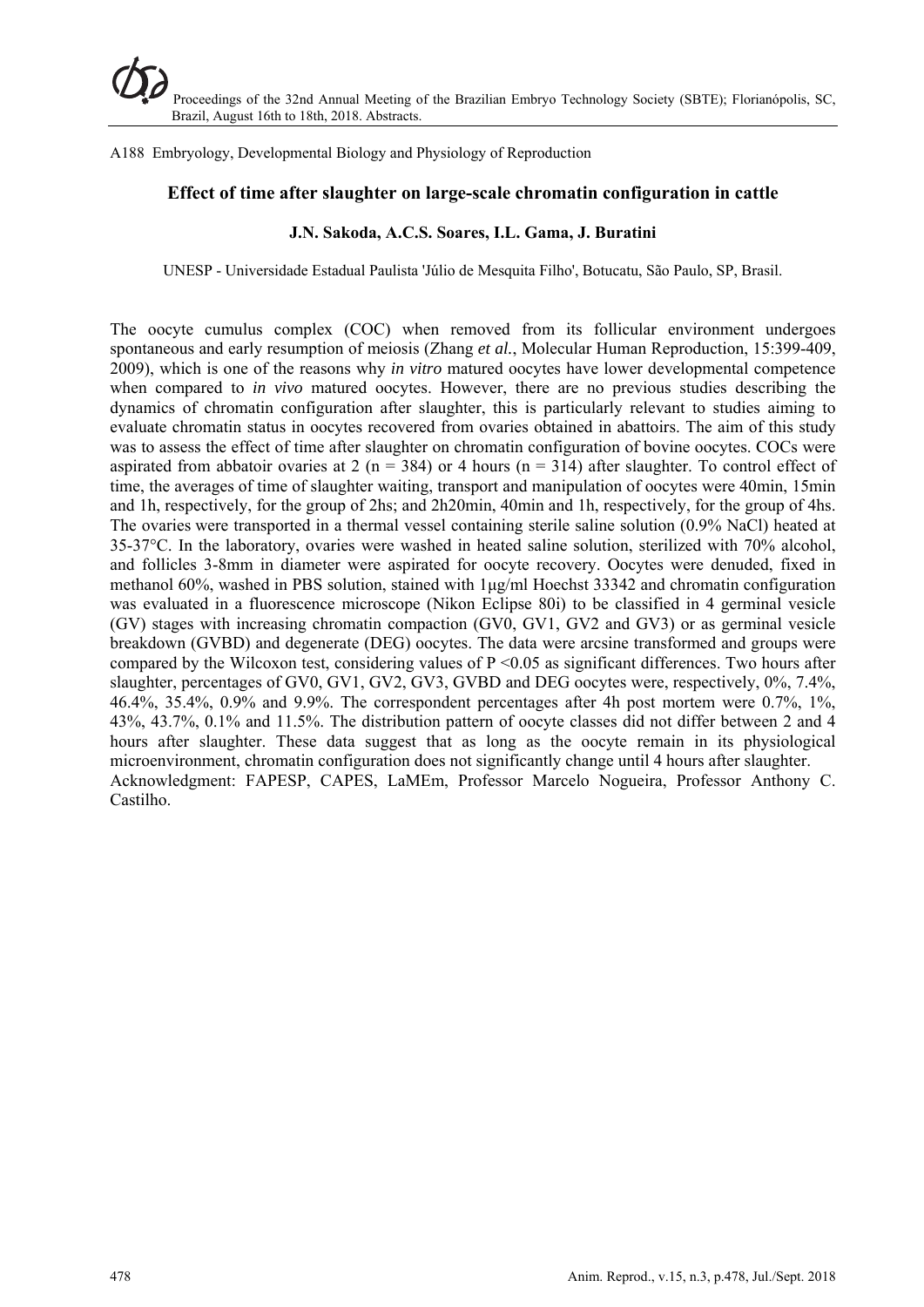A188 Embryology, Developmental Biology and Physiology of Reproduction

## Effect of time after slaughter on large-scale chromatin configuration in cattle

**J.N. Sakoda, A.C.S. Soares, I.L. Gama, J. Buratini**

UNESP - Universidade Estadual Paulista 'Júlio de Mesquita Filho', Botucatu, São Paulo, SP, Brasil.

The oocyte cumulus complex (COC) when removed from its follicular environment undergoes spontaneous and early resumption of meiosis (Zhang *et al.*, Molecular Human Reproduction, 15:399-409, 2009), which is one of the reasons why *in vitro* matured oocytes have lower developmental competence when compared to *in vivo* matured oocytes. However, there are no previous studies describing the dynamics of chromatin configuration after slaughter, this is particularly relevant to studies aiming to evaluate chromatin status in oocytes recovered from ovaries obtained in abattoirs. The aim of this study was to assess the effect of time after slaughter on chromatin configuration of bovine oocytes. COCs were aspirated from abbatoir ovaries at 2 (n = 384) or 4 hours (n = 314) after slaughter. To control effect of time, the averages of time of slaughter waiting, transport and manipulation of oocytes were 40min, 15min and 1h, respectively, for the group of 2hs; and 2h20min, 40min and 1h, respectively, for the group of 4hs. The ovaries were transported in a thermal vessel containing sterile saline solution (0.9% NaCl) heated at 35-37°C. In the laboratory, ovaries were washed in heated saline solution, sterilized with 70% alcohol, and follicles 3-8mm in diameter were aspirated for oocyte recovery. Oocytes were denuded, fixed in methanol 60%, washed in PBS solution, stained with 1µg/ml Hoechst 33342 and chromatin configuration was evaluated in a fluorescence microscope (Nikon Eclipse 80i) to be classified in 4 germinal vesicle (GV) stages with increasing chromatin compaction (GV0, GV1, GV2 and GV3) or as germinal vesicle breakdown (GVBD) and degenerate (DEG) oocytes. The data were arcsine transformed and groups were compared by the Wilcoxon test, considering values of $P < 0.05$ as significant differences. Two hours after slaughter, percentages of GV0, GV1, GV2, GV3, GVBD and DEG oocytes were, respectively, 0%, 7.4%, 46.4%, 35.4%, 0.9% and 9.9%. The correspondent percentages after 4h post mortem were 0.7%, 1%, 43%, 43.7%, 0.1% and 11.5%. The distribution pattern of oocyte classes did not differ between 2 and 4 hours after slaughter. These data suggest that as long as the oocyte remain in its physiological microenvironment, chromatin configuration does not significantly change until 4 hours after slaughter.
Acknowledgment: FAPESP, CAPES, LaMEm, Professor Marcelo Nogueira, Professor Anthony C. Castilho.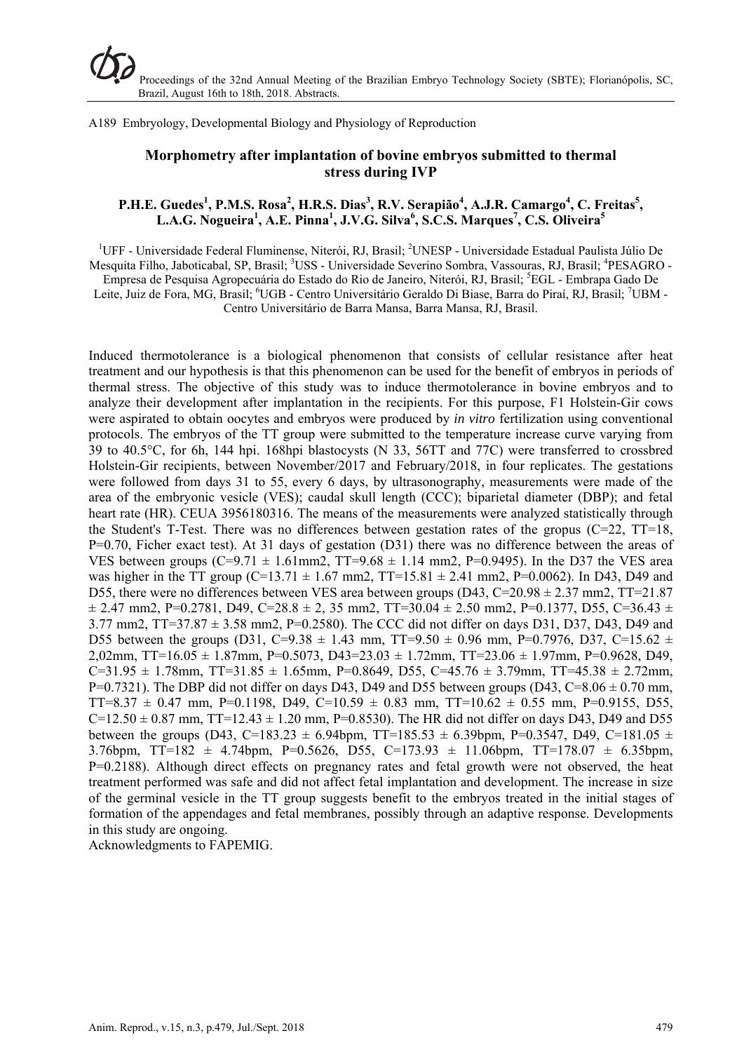A189 Embryology, Developmental Biology and Physiology of Reproduction

# Morphometry after implantation of bovine embryos submitted to thermal stress during IVP

**P.H.E. Guedes[1], P.M.S. Rosa[2], H.R.S. Dias[3], R.V. Serapião[4], A.J.R. Camargo[4], C. Freitas[5], L.A.G. Nogueira[1], A.E. Pinna[1], J.V.G. Silva[6], S.C.S. Marques[7], C.S. Oliveira[5]**

[1]UFF - Universidade Federal Fluminense, Niterói, RJ, Brasil; [2]UNESP - Universidade Estadual Paulista Júlio De Mesquita Filho, Jaboticabal, SP, Brasil; [3]USS - Universidade Severino Sombra, Vassouras, RJ, Brasil; [4]PESAGRO - Empresa de Pesquisa Agropecuária do Estado do Rio de Janeiro, Niterói, RJ, Brasil; [5]EGL - Embrapa Gado De Leite, Juiz de Fora, MG, Brasil; [6]UGB - Centro Universitário Geraldo Di Biase, Barra do Piraí, RJ, Brasil; [7]UBM - Centro Universitário de Barra Mansa, Barra Mansa, RJ, Brasil.

Induced thermotolerance is a biological phenomenon that consists of cellular resistance after heat treatment and our hypothesis is that this phenomenon can be used for the benefit of embryos in periods of thermal stress. The objective of this study was to induce thermotolerance in bovine embryos and to analyze their development after implantation in the recipients. For this purpose, F1 Holstein-Gir cows were aspirated to obtain oocytes and embryos were produced by *in vitro* fertilization using conventional protocols. The embryos of the TT group were submitted to the temperature increase curve varying from 39 to 40.5°C, for 6h, 144 hpi. 168hpi blastocysts (N 33, 56TT and 77C) were transferred to crossbred Holstein-Gir recipients, between November/2017 and February/2018, in four replicates. The gestations were followed from days 31 to 55, every 6 days, by ultrasonography, measurements were made of the area of the embryonic vesicle (VES); caudal skull length (CCC); biparietal diameter (DBP); and fetal heart rate (HR). CEUA 3956180316. The means of the measurements were analyzed statistically through the Student's T-Test. There was no differences between gestation rates of the gropus (C=22, TT=18, P=0.70, Ficher exact test). At 31 days of gestation (D31) there was no difference between the areas of VES between groups (C=9.71 ± 1.61mm2, TT=9.68 ± 1.14 mm2, P=0.9495). In the D37 the VES area was higher in the TT group (C=13.71 ± 1.67 mm2, TT=15.81 ± 2.41 mm2, P=0.0062). In D43, D49 and D55, there were no differences between VES area between groups (D43, C=20.98 ± 2.37 mm2, TT=21.87 ± 2.47 mm2, P=0.2781, D49, C=28.8 ± 2, 35 mm2, TT=30.04 ± 2.50 mm2, P=0.1377, D55, C=36.43 ± 3.77 mm2, TT=37.87 ± 3.58 mm2, P=0.2580). The CCC did not differ on days D31, D37, D43, D49 and D55 between the groups (D31, C=9.38 ± 1.43 mm, TT=9.50 ± 0.96 mm, P=0.7976, D37, C=15.62 ± 2,02mm, TT=16.05 ± 1.87mm, P=0.5073, D43=23.03 ± 1.72mm, TT=23.06 ± 1.97mm, P=0.9628, D49, C=31.95 ± 1.78mm, TT=31.85 ± 1.65mm, P=0.8649, D55, C=45.76 ± 3.79mm, TT=45.38 ± 2.72mm, P=0.7321). The DBP did not differ on days D43, D49 and D55 between groups (D43, C=8.06 ± 0.70 mm, TT=8.37 ± 0.47 mm, P=0.1198, D49, C=10.59 ± 0.83 mm, TT=10.62 ± 0.55 mm, P=0.9155, D55, C=12.50 ± 0.87 mm, TT=12.43 ± 1.20 mm, P=0.8530). The HR did not differ on days D43, D49 and D55 between the groups (D43, C=183.23 ± 6.94bpm, TT=185.53 ± 6.39bpm, P=0.3547, D49, C=181.05 ± 3.76bpm, TT=182 ± 4.74bpm, P=0.5626, D55, C=173.93 ± 11.06bpm, TT=178.07 ± 6.35bpm, P=0.2188). Although direct effects on pregnancy rates and fetal growth were not observed, the heat treatment performed was safe and did not affect fetal implantation and development. The increase in size of the germinal vesicle in the TT group suggests benefit to the embryos treated in the initial stages of formation of the appendages and fetal membranes, possibly through an adaptive response. Developments in this study are ongoing.

Acknowledgments to FAPEMIG.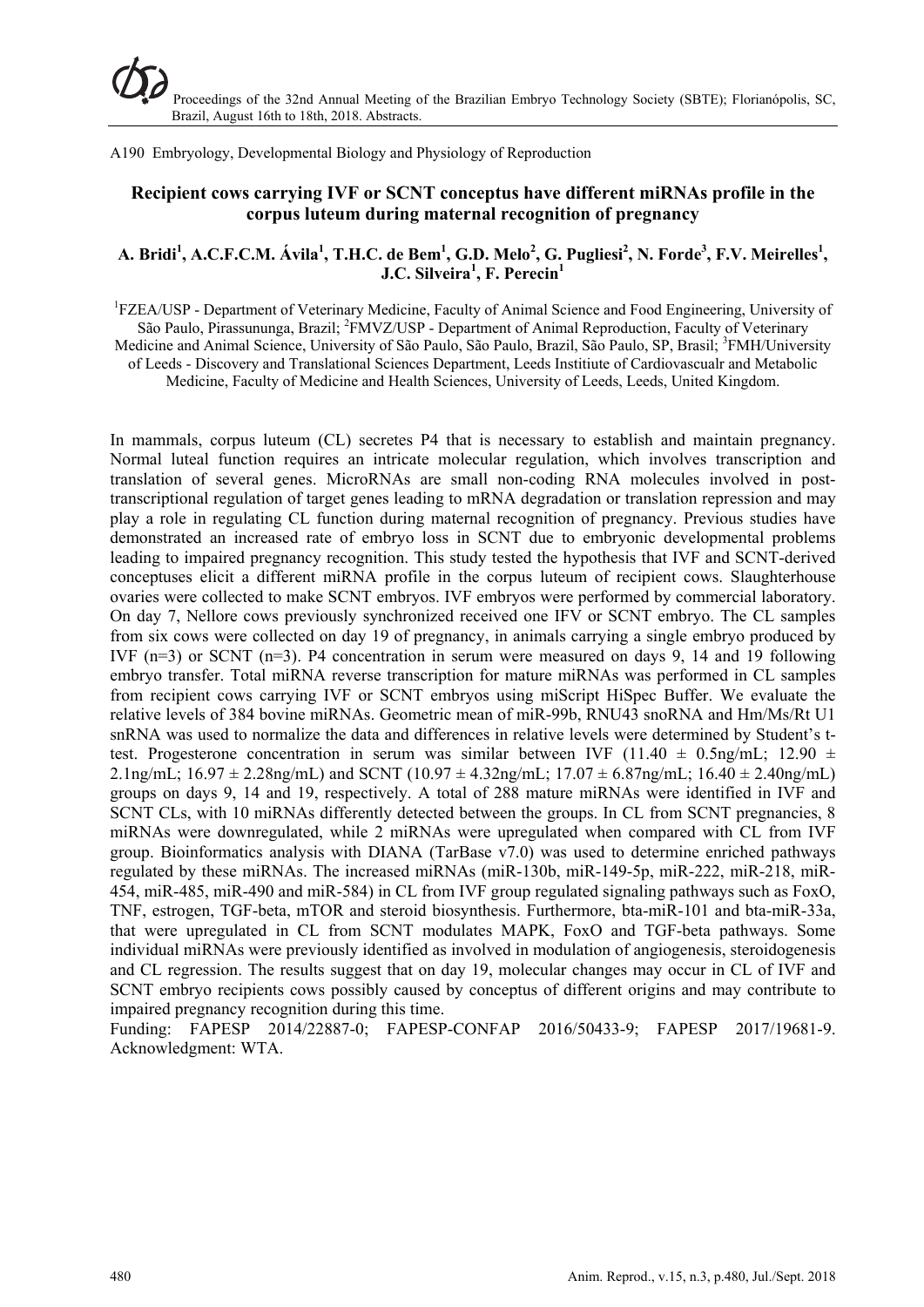A190 Embryology, Developmental Biology and Physiology of Reproduction

## Recipient cows carrying IVF or SCNT conceptus have different miRNAs profile in the corpus luteum during maternal recognition of pregnancy

**A. Bridi[1], A.C.F.C.M. Ávila[1], T.H.C. de Bem[1], G.D. Melo[2], G. Pugliesi[2], N. Forde[3], F.V. Meirelles[1], J.C. Silveira[1], F. Perecin[1]**

[1]FZEA/USP - Department of Veterinary Medicine, Faculty of Animal Science and Food Engineering, University of São Paulo, Pirassununga, Brazil; [2]FMVZ/USP - Department of Animal Reproduction, Faculty of Veterinary Medicine and Animal Science, University of São Paulo, São Paulo, Brazil, São Paulo, SP, Brasil; [3]FMH/University of Leeds - Discovery and Translational Sciences Department, Leeds Instiitute of Cardiovascualr and Metabolic Medicine, Faculty of Medicine and Health Sciences, University of Leeds, Leeds, United Kingdom.

In mammals, corpus luteum (CL) secretes P4 that is necessary to establish and maintain pregnancy. Normal luteal function requires an intricate molecular regulation, which involves transcription and translation of several genes. MicroRNAs are small non-coding RNA molecules involved in post-transcriptional regulation of target genes leading to mRNA degradation or translation repression and may play a role in regulating CL function during maternal recognition of pregnancy. Previous studies have demonstrated an increased rate of embryo loss in SCNT due to embryonic developmental problems leading to impaired pregnancy recognition. This study tested the hypothesis that IVF and SCNT-derived conceptuses elicit a different miRNA profile in the corpus luteum of recipient cows. Slaughterhouse ovaries were collected to make SCNT embryos. IVF embryos were performed by commercial laboratory. On day 7, Nellore cows previously synchronized received one IFV or SCNT embryo. The CL samples from six cows were collected on day 19 of pregnancy, in animals carrying a single embryo produced by IVF (n=3) or SCNT (n=3). P4 concentration in serum were measured on days 9, 14 and 19 following embryo transfer. Total miRNA reverse transcription for mature miRNAs was performed in CL samples from recipient cows carrying IVF or SCNT embryos using miScript HiSpec Buffer. We evaluate the relative levels of 384 bovine miRNAs. Geometric mean of miR-99b, RNU43 snoRNA and Hm/Ms/Rt U1 snRNA was used to normalize the data and differences in relative levels were determined by Student's t-test. Progesterone concentration in serum was similar between IVF (11.40 ± 0.5ng/mL; 12.90 ± 2.1ng/mL; 16.97 ± 2.28ng/mL) and SCNT (10.97 ± 4.32ng/mL; 17.07 ± 6.87ng/mL; 16.40 ± 2.40ng/mL) groups on days 9, 14 and 19, respectively. A total of 288 mature miRNAs were identified in IVF and SCNT CLs, with 10 miRNAs differently detected between the groups. In CL from SCNT pregnancies, 8 miRNAs were downregulated, while 2 miRNAs were upregulated when compared with CL from IVF group. Bioinformatics analysis with DIANA (TarBase v7.0) was used to determine enriched pathways regulated by these miRNAs. The increased miRNAs (miR-130b, miR-149-5p, miR-222, miR-218, miR-454, miR-485, miR-490 and miR-584) in CL from IVF group regulated signaling pathways such as FoxO, TNF, estrogen, TGF-beta, mTOR and steroid biosynthesis. Furthermore, bta-miR-101 and bta-miR-33a, that were upregulated in CL from SCNT modulates MAPK, FoxO and TGF-beta pathways. Some individual miRNAs were previously identified as involved in modulation of angiogenesis, steroidogenesis and CL regression. The results suggest that on day 19, molecular changes may occur in CL of IVF and SCNT embryo recipients cows possibly caused by conceptus of different origins and may contribute to impaired pregnancy recognition during this time.

Funding: FAPESP 2014/22887-0; FAPESP-CONFAP 2016/50433-9; FAPESP 2017/19681-9. Acknowledgment: WTA.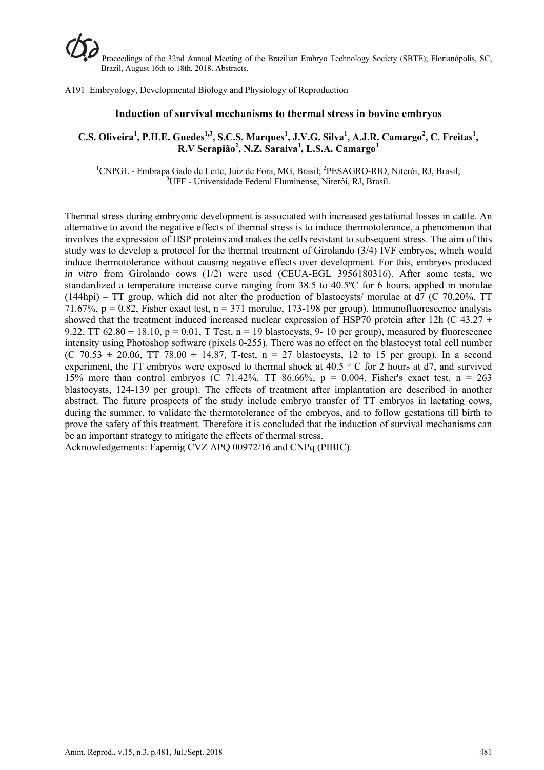A191 Embryology, Developmental Biology and Physiology of Reproduction

## Induction of survival mechanisms to thermal stress in bovine embryos

**C.S. Oliveira[1], P.H.E. Guedes[1,3], S.C.S. Marques[1], J.V.G. Silva[1], A.J.R. Camargo[2], C. Freitas[1], R.V Serapião[2], N.Z. Saraiva[1], L.S.A. Camargo[1]**

[1]CNPGL - Embrapa Gado de Leite, Juiz de Fora, MG, Brasil; [2]PESAGRO-RIO, Niterói, RJ, Brasil; [3]UFF - Universidade Federal Fluminense, Niterói, RJ, Brasil.

Thermal stress during embryonic development is associated with increased gestational losses in cattle. An alternative to avoid the negative effects of thermal stress is to induce thermotolerance, a phenomenon that involves the expression of HSP proteins and makes the cells resistant to subsequent stress. The aim of this study was to develop a protocol for the thermal treatment of Girolando (3/4) IVF embryos, which would induce thermotolerance without causing negative effects over development. For this, embryos produced *in vitro* from Girolando cows (1/2) were used (CEUA-EGL 3956180316). After some tests, we standardized a temperature increase curve ranging from 38.5 to 40.5ºC for 6 hours, applied in morulae (144hpi) – TT group, which did not alter the production of blastocysts/ morulae at d7 (C 70.20%, TT 71.67%, $p = 0.82$, Fisher exact test, $n = 371$ morulae, 173-198 per group). Immunofluorescence analysis showed that the treatment induced increased nuclear expression of HSP70 protein after 12h (C $43.27 \pm 9.22$, TT $62.80 \pm 18.10$, $p = 0.01$, T Test, $n = 19$ blastocysts, 9- 10 per group), measured by fluorescence intensity using Photoshop software (pixels 0-255). There was no effect on the blastocyst total cell number (C $70.53 \pm 20.06$, TT $78.00 \pm 14.87$, T-test, $n = 27$ blastocysts, 12 to 15 per group). In a second experiment, the TT embryos were exposed to thermal shock at 40.5 ° C for 2 hours at d7, and survived 15% more than control embryos (C 71.42%, TT 86.66%, $p = 0.004$, Fisher's exact test, $n = 263$ blastocysts, 124-139 per group). The effects of treatment after implantation are described in another abstract. The future prospects of the study include embryo transfer of TT embryos in lactating cows, during the summer, to validate the thermotolerance of the embryos, and to follow gestations till birth to prove the safety of this treatment. Therefore it is concluded that the induction of survival mechanisms can be an important strategy to mitigate the effects of thermal stress.

Acknowledgements: Fapemig CVZ APQ 00972/16 and CNPq (PIBIC).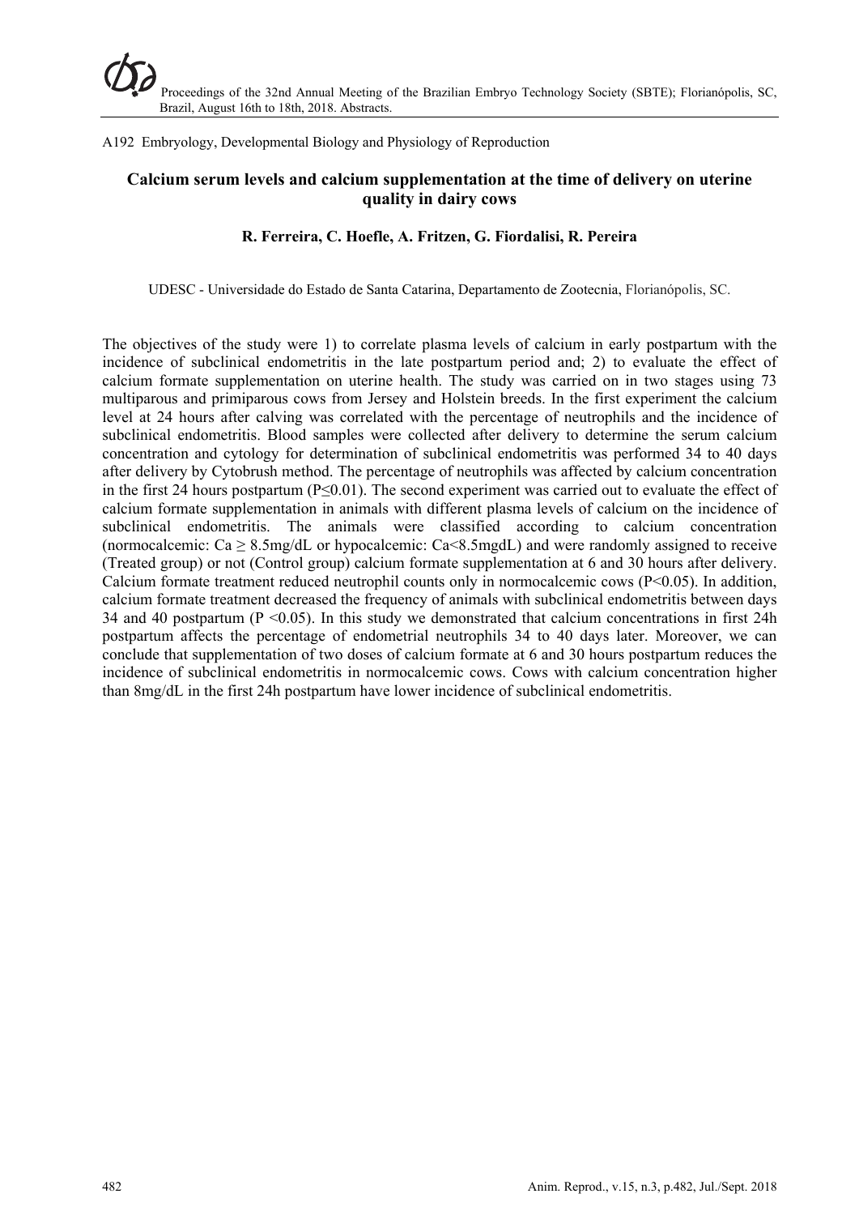A192 Embryology, Developmental Biology and Physiology of Reproduction

# Calcium serum levels and calcium supplementation at the time of delivery on uterine quality in dairy cows

**R. Ferreira, C. Hoefle, A. Fritzen, G. Fiordalisi, R. Pereira**

UDESC - Universidade do Estado de Santa Catarina, Departamento de Zootecnia, Florianópolis, SC.

The objectives of the study were 1) to correlate plasma levels of calcium in early postpartum with the incidence of subclinical endometritis in the late postpartum period and; 2) to evaluate the effect of calcium formate supplementation on uterine health. The study was carried on in two stages using 73 multiparous and primiparous cows from Jersey and Holstein breeds. In the first experiment the calcium level at 24 hours after calving was correlated with the percentage of neutrophils and the incidence of subclinical endometritis. Blood samples were collected after delivery to determine the serum calcium concentration and cytology for determination of subclinical endometritis was performed 34 to 40 days after delivery by Cytobrush method. The percentage of neutrophils was affected by calcium concentration in the first 24 hours postpartum ($P \leq 0.01$). The second experiment was carried out to evaluate the effect of calcium formate supplementation in animals with different plasma levels of calcium on the incidence of subclinical endometritis. The animals were classified according to calcium concentration (normocalcemic: Ca ≥ 8.5mg/dL or hypocalcemic: Ca<8.5mgdL) and were randomly assigned to receive (Treated group) or not (Control group) calcium formate supplementation at 6 and 30 hours after delivery. Calcium formate treatment reduced neutrophil counts only in normocalcemic cows ($P<0.05$). In addition, calcium formate treatment decreased the frequency of animals with subclinical endometritis between days 34 and 40 postpartum ($P < 0.05$). In this study we demonstrated that calcium concentrations in first 24h postpartum affects the percentage of endometrial neutrophils 34 to 40 days later. Moreover, we can conclude that supplementation of two doses of calcium formate at 6 and 30 hours postpartum reduces the incidence of subclinical endometritis in normocalcemic cows. Cows with calcium concentration higher than 8mg/dL in the first 24h postpartum have lower incidence of subclinical endometritis.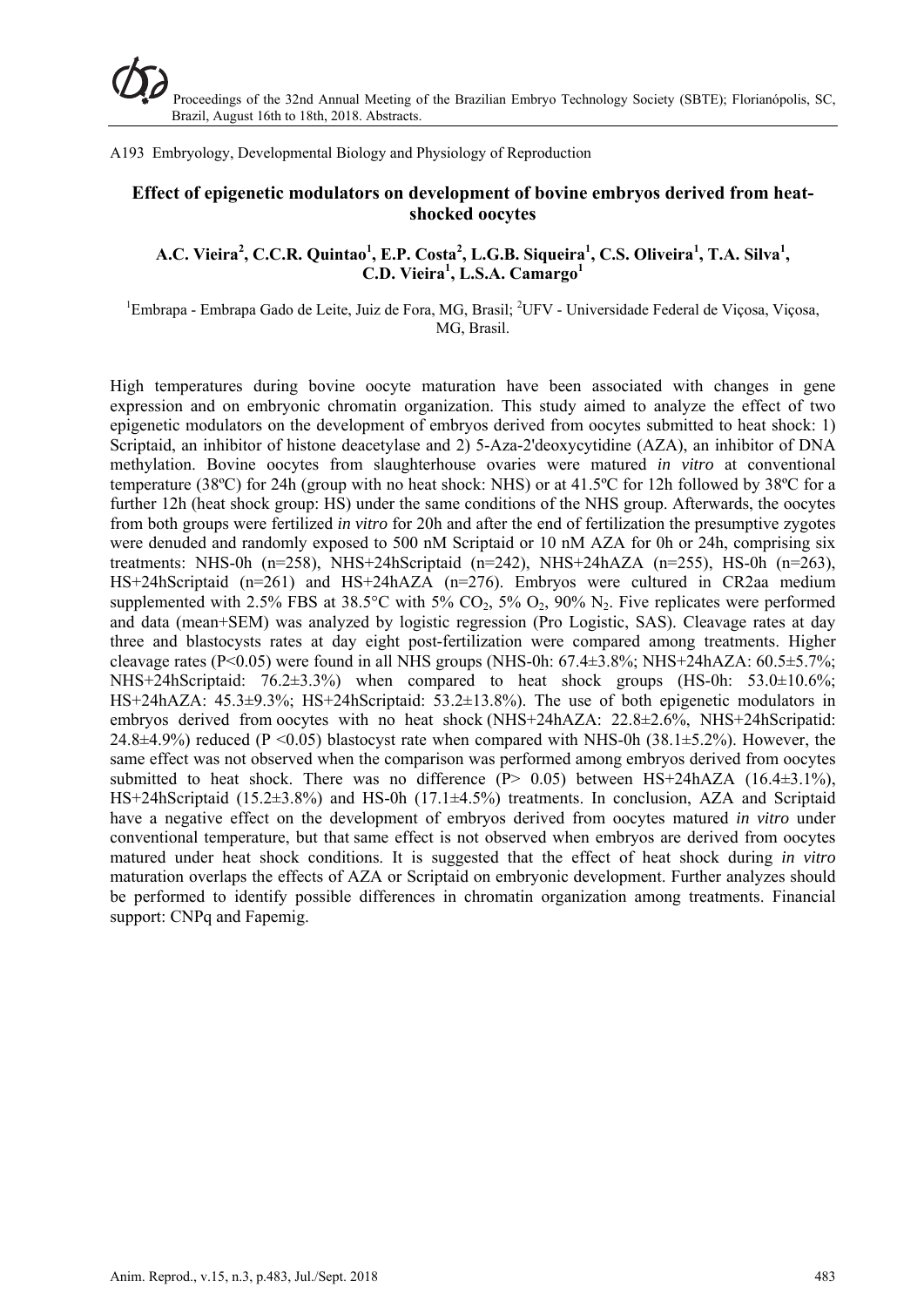A193 Embryology, Developmental Biology and Physiology of Reproduction

## Effect of epigenetic modulators on development of bovine embryos derived from heat-shocked oocytes

**A.C. Vieira[2], C.C.R. Quintao[1], E.P. Costa[2], L.G.B. Siqueira[1], C.S. Oliveira[1], T.A. Silva[1], C.D. Vieira[1], L.S.A. Camargo[1]**

[1]Embrapa - Embrapa Gado de Leite, Juiz de Fora, MG, Brasil; [2]UFV - Universidade Federal de Viçosa, Viçosa, MG, Brasil.

High temperatures during bovine oocyte maturation have been associated with changes in gene expression and on embryonic chromatin organization. This study aimed to analyze the effect of two epigenetic modulators on the development of embryos derived from oocytes submitted to heat shock: 1) Scriptaid, an inhibitor of histone deacetylase and 2) 5-Aza-2'deoxycytidine (AZA), an inhibitor of DNA methylation. Bovine oocytes from slaughterhouse ovaries were matured *in vitro* at conventional temperature (38ºC) for 24h (group with no heat shock: NHS) or at 41.5ºC for 12h followed by 38ºC for a further 12h (heat shock group: HS) under the same conditions of the NHS group. Afterwards, the oocytes from both groups were fertilized *in vitro* for 20h and after the end of fertilization the presumptive zygotes were denuded and randomly exposed to 500 nM Scriptaid or 10 nM AZA for 0h or 24h, comprising six treatments: NHS-0h (n=258), NHS+24hScriptaid (n=242), NHS+24hAZA (n=255), HS-0h (n=263), HS+24hScriptaid (n=261) and HS+24hAZA (n=276). Embryos were cultured in CR2aa medium supplemented with 2.5% FBS at 38.5°C with 5% $CO_2$, 5% $O_2$, 90% $N_2$. Five replicates were performed and data (mean+SEM) was analyzed by logistic regression (Pro Logistic, SAS). Cleavage rates at day three and blastocysts rates at day eight post-fertilization were compared among treatments. Higher cleavage rates ($P<0.05$) were found in all NHS groups (NHS-0h: 67.4±3.8%; NHS+24hAZA: 60.5±5.7%; NHS+24hScriptaid: 76.2±3.3%) when compared to heat shock groups (HS-0h: 53.0±10.6%; HS+24hAZA: 45.3±9.3%; HS+24hScriptaid: 53.2±13.8%). The use of both epigenetic modulators in embryos derived from oocytes with no heat shock (NHS+24hAZA: 22.8±2.6%, NHS+24hScripatid: 24.8±4.9%) reduced ($P<0.05$) blastocyst rate when compared with NHS-0h (38.1±5.2%). However, the same effect was not observed when the comparison was performed among embryos derived from oocytes submitted to heat shock. There was no difference ($P> 0.05$) between HS+24hAZA (16.4±3.1%), HS+24hScriptaid (15.2±3.8%) and HS-0h (17.1±4.5%) treatments. In conclusion, AZA and Scriptaid have a negative effect on the development of embryos derived from oocytes matured *in vitro* under conventional temperature, but that same effect is not observed when embryos are derived from oocytes matured under heat shock conditions. It is suggested that the effect of heat shock during *in vitro* maturation overlaps the effects of AZA or Scriptaid on embryonic development. Further analyzes should be performed to identify possible differences in chromatin organization among treatments. Financial support: CNPq and Fapemig.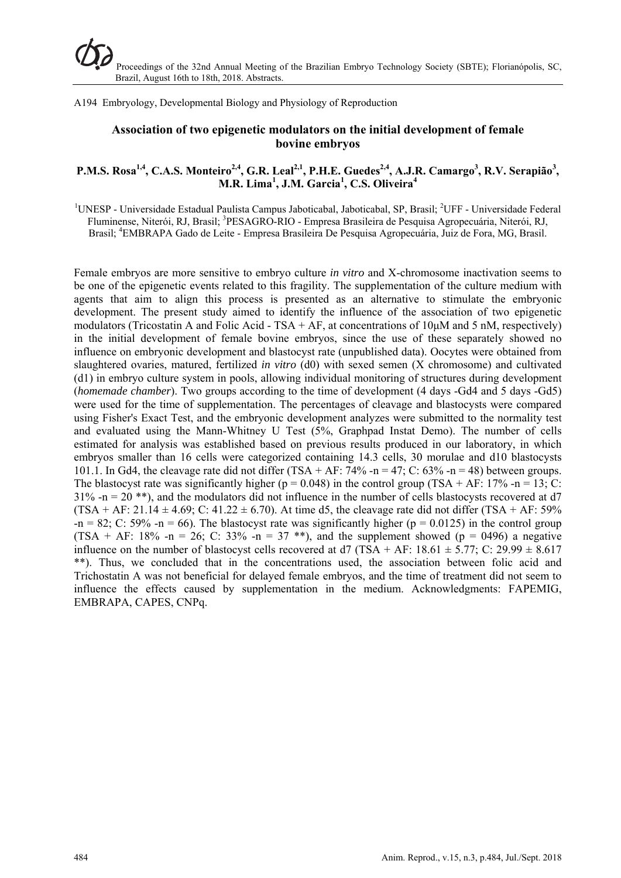A194 Embryology, Developmental Biology and Physiology of Reproduction

## Association of two epigenetic modulators on the initial development of female bovine embryos

**P.M.S. Rosa[1,4], C.A.S. Monteiro[2,4], G.R. Leal[2,1], P.H.E. Guedes[2,4], A.J.R. Camargo[3], R.V. Serapião[3], M.R. Lima[1], J.M. Garcia[1], C.S. Oliveira[4]**

[1]UNESP - Universidade Estadual Paulista Campus Jaboticabal, Jaboticabal, SP, Brasil; [2]UFF - Universidade Federal Fluminense, Niterói, RJ, Brasil; [3]PESAGRO-RIO - Empresa Brasileira de Pesquisa Agropecuária, Niterói, RJ, Brasil; [4]EMBRAPA Gado de Leite - Empresa Brasileira De Pesquisa Agropecuária, Juiz de Fora, MG, Brasil.

Female embryos are more sensitive to embryo culture *in vitro* and X-chromosome inactivation seems to be one of the epigenetic events related to this fragility. The supplementation of the culture medium with agents that aim to align this process is presented as an alternative to stimulate the embryonic development. The present study aimed to identify the influence of the association of two epigenetic modulators (Tricostatin A and Folic Acid - TSA + AF, at concentrations of 10µM and 5 nM, respectively) in the initial development of female bovine embryos, since the use of these separately showed no influence on embryonic development and blastocyst rate (unpublished data). Oocytes were obtained from slaughtered ovaries, matured, fertilized *in vitro* (d0) with sexed semen (X chromosome) and cultivated (d1) in embryo culture system in pools, allowing individual monitoring of structures during development (*homemade chamber*). Two groups according to the time of development (4 days -Gd4 and 5 days -Gd5) were used for the time of supplementation. The percentages of cleavage and blastocysts were compared using Fisher's Exact Test, and the embryonic development analyzes were submitted to the normality test and evaluated using the Mann-Whitney U Test (5%, Graphpad Instat Demo). The number of cells estimated for analysis was established based on previous results produced in our laboratory, in which embryos smaller than 16 cells were categorized containing 14.3 cells, 30 morulae and d10 blastocysts 101.1. In Gd4, the cleavage rate did not differ (TSA + AF: 74% -n = 47; C: 63% -n = 48) between groups. The blastocyst rate was significantly higher ($p = 0.048$) in the control group (TSA + AF: 17% -n = 13; C: 31% -n = 20 **), and the modulators did not influence in the number of cells blastocysts recovered at d7 (TSA + AF: 21.14 ± 4.69; C: 41.22 ± 6.70). At time d5, the cleavage rate did not differ (TSA + AF: 59% -n = 82; C: 59% -n = 66). The blastocyst rate was significantly higher ($p = 0.0125$) in the control group (TSA + AF: 18% -n = 26; C: 33% -n = 37 **), and the supplement showed ($p = 0496$) a negative influence on the number of blastocyst cells recovered at d7 (TSA + AF: 18.61 ± 5.77; C: 29.99 ± 8.617 **). Thus, we concluded that in the concentrations used, the association between folic acid and Trichostatin A was not beneficial for delayed female embryos, and the time of treatment did not seem to influence the effects caused by supplementation in the medium. Acknowledgments: FAPEMIG, EMBRAPA, CAPES, CNPq.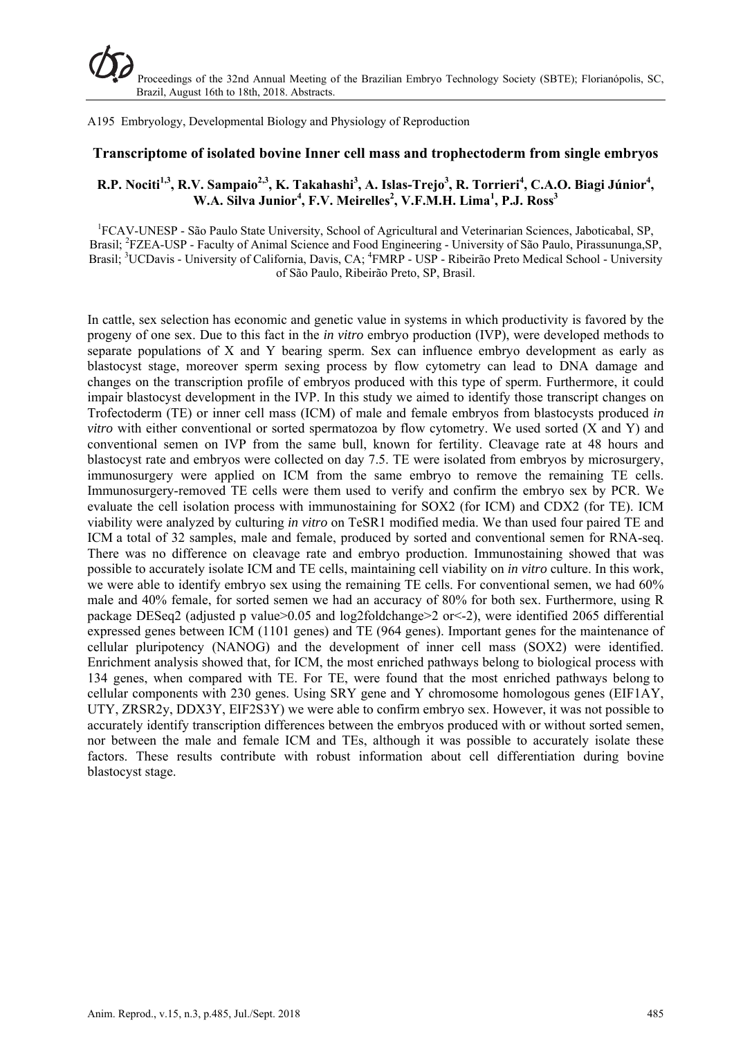A195 Embryology, Developmental Biology and Physiology of Reproduction

## Transcriptome of isolated bovine Inner cell mass and trophectoderm from single embryos

**R.P. Nociti[1,3], R.V. Sampaio[2,3], K. Takahashi[3], A. Islas-Trejo[3], R. Torrieri[4], C.A.O. Biagi Júnior[4], W.A. Silva Junior[4], F.V. Meirelles[2], V.F.M.H. Lima[1], P.J. Ross[3]**

[1]FCAV-UNESP - São Paulo State University, School of Agricultural and Veterinarian Sciences, Jaboticabal, SP, Brasil; [2]FZEA-USP - Faculty of Animal Science and Food Engineering - University of São Paulo, Pirassununga,SP, Brasil; [3]UCDavis - University of California, Davis, CA; [4]FMRP - USP - Ribeirão Preto Medical School - University of São Paulo, Ribeirão Preto, SP, Brasil.

In cattle, sex selection has economic and genetic value in systems in which productivity is favored by the progeny of one sex. Due to this fact in the *in vitro* embryo production (IVP), were developed methods to separate populations of X and Y bearing sperm. Sex can influence embryo development as early as blastocyst stage, moreover sperm sexing process by flow cytometry can lead to DNA damage and changes on the transcription profile of embryos produced with this type of sperm. Furthermore, it could impair blastocyst development in the IVP. In this study we aimed to identify those transcript changes on Trofectoderm (TE) or inner cell mass (ICM) of male and female embryos from blastocysts produced *in vitro* with either conventional or sorted spermatozoa by flow cytometry. We used sorted (X and Y) and conventional semen on IVP from the same bull, known for fertility. Cleavage rate at 48 hours and blastocyst rate and embryos were collected on day 7.5. TE were isolated from embryos by microsurgery, immunosurgery were applied on ICM from the same embryo to remove the remaining TE cells. Immunosurgery-removed TE cells were them used to verify and confirm the embryo sex by PCR. We evaluate the cell isolation process with immunostaining for SOX2 (for ICM) and CDX2 (for TE). ICM viability were analyzed by culturing *in vitro* on TeSR1 modified media. We than used four paired TE and ICM a total of 32 samples, male and female, produced by sorted and conventional semen for RNA-seq. There was no difference on cleavage rate and embryo production. Immunostaining showed that was possible to accurately isolate ICM and TE cells, maintaining cell viability on *in vitro* culture. In this work, we were able to identify embryo sex using the remaining TE cells. For conventional semen, we had 60% male and 40% female, for sorted semen we had an accuracy of 80% for both sex. Furthermore, using R package DESeq2 (adjusted p value>0.05 and log2foldchange>2 or<-2), were identified 2065 differential expressed genes between ICM (1101 genes) and TE (964 genes). Important genes for the maintenance of cellular pluripotency (NANOG) and the development of inner cell mass (SOX2) were identified. Enrichment analysis showed that, for ICM, the most enriched pathways belong to biological process with 134 genes, when compared with TE. For TE, were found that the most enriched pathways belong to cellular components with 230 genes. Using SRY gene and Y chromosome homologous genes (EIF1AY, UTY, ZRSR2y, DDX3Y, EIF2S3Y) we were able to confirm embryo sex. However, it was not possible to accurately identify transcription differences between the embryos produced with or without sorted semen, nor between the male and female ICM and TEs, although it was possible to accurately isolate these factors. These results contribute with robust information about cell differentiation during bovine blastocyst stage.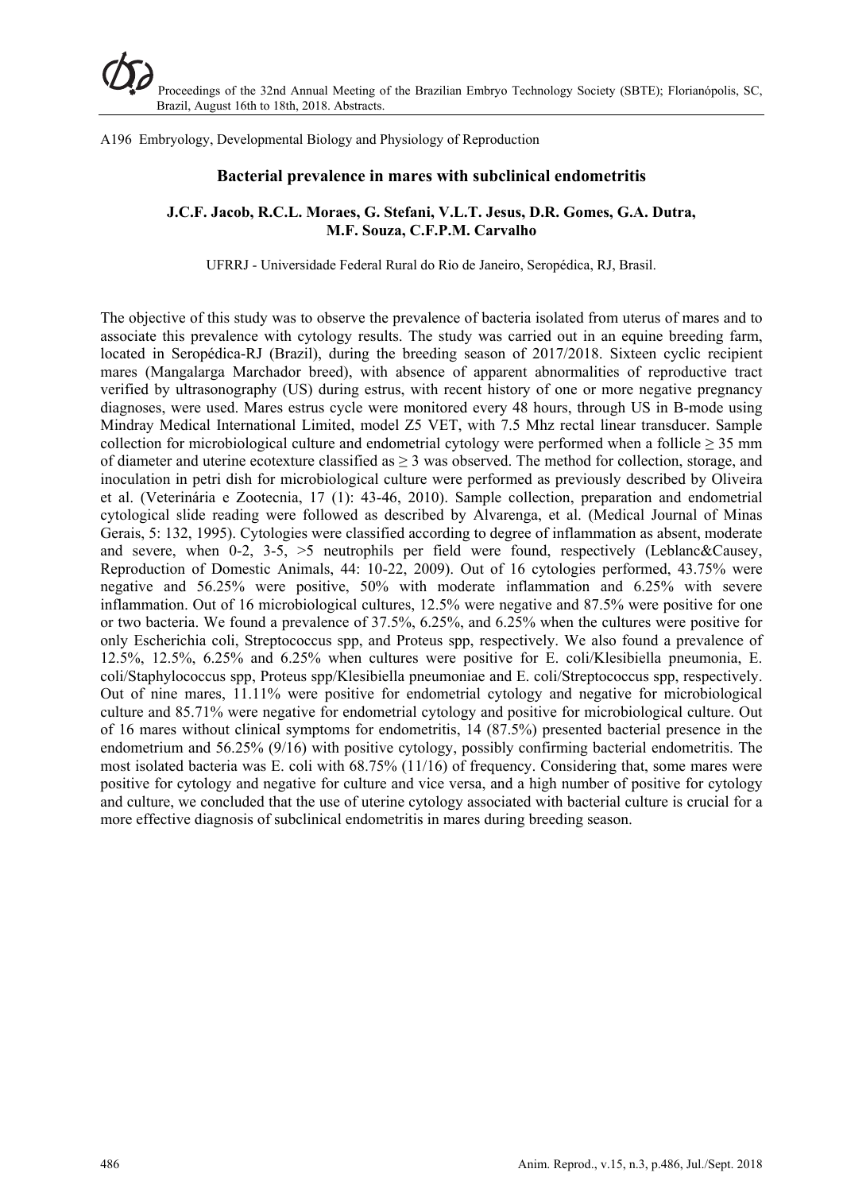A196 Embryology, Developmental Biology and Physiology of Reproduction

## Bacterial prevalence in mares with subclinical endometritis

**J.C.F. Jacob, R.C.L. Moraes, G. Stefani, V.L.T. Jesus, D.R. Gomes, G.A. Dutra, M.F. Souza, C.F.P.M. Carvalho**

UFRRJ - Universidade Federal Rural do Rio de Janeiro, Seropédica, RJ, Brasil.

The objective of this study was to observe the prevalence of bacteria isolated from uterus of mares and to associate this prevalence with cytology results. The study was carried out in an equine breeding farm, located in Seropédica-RJ (Brazil), during the breeding season of 2017/2018. Sixteen cyclic recipient mares (Mangalarga Marchador breed), with absence of apparent abnormalities of reproductive tract verified by ultrasonography (US) during estrus, with recent history of one or more negative pregnancy diagnoses, were used. Mares estrus cycle were monitored every 48 hours, through US in B-mode using Mindray Medical International Limited, model Z5 VET, with 7.5 Mhz rectal linear transducer. Sample collection for microbiological culture and endometrial cytology were performed when a follicle $\geq$ 35 mm of diameter and uterine ecotexture classified as $\geq$ 3 was observed. The method for collection, storage, and inoculation in petri dish for microbiological culture were performed as previously described by Oliveira et al. (Veterinária e Zootecnia, 17 (1): 43-46, 2010). Sample collection, preparation and endometrial cytological slide reading were followed as described by Alvarenga, et al. (Medical Journal of Minas Gerais, 5: 132, 1995). Cytologies were classified according to degree of inflammation as absent, moderate and severe, when 0-2, 3-5, >5 neutrophils per field were found, respectively (Leblanc&Causey, Reproduction of Domestic Animals, 44: 10-22, 2009). Out of 16 cytologies performed, 43.75% were negative and 56.25% were positive, 50% with moderate inflammation and 6.25% with severe inflammation. Out of 16 microbiological cultures, 12.5% were negative and 87.5% were positive for one or two bacteria. We found a prevalence of 37.5%, 6.25%, and 6.25% when the cultures were positive for only Escherichia coli, Streptococcus spp, and Proteus spp, respectively. We also found a prevalence of 12.5%, 12.5%, 6.25% and 6.25% when cultures were positive for E. coli/Klesibiella pneumonia, E. coli/Staphylococcus spp, Proteus spp/Klesibiella pneumoniae and E. coli/Streptococcus spp, respectively. Out of nine mares, 11.11% were positive for endometrial cytology and negative for microbiological culture and 85.71% were negative for endometrial cytology and positive for microbiological culture. Out of 16 mares without clinical symptoms for endometritis, 14 (87.5%) presented bacterial presence in the endometrium and 56.25% (9/16) with positive cytology, possibly confirming bacterial endometritis. The most isolated bacteria was E. coli with 68.75% (11/16) of frequency. Considering that, some mares were positive for cytology and negative for culture and vice versa, and a high number of positive for cytology and culture, we concluded that the use of uterine cytology associated with bacterial culture is crucial for a more effective diagnosis of subclinical endometritis in mares during breeding season.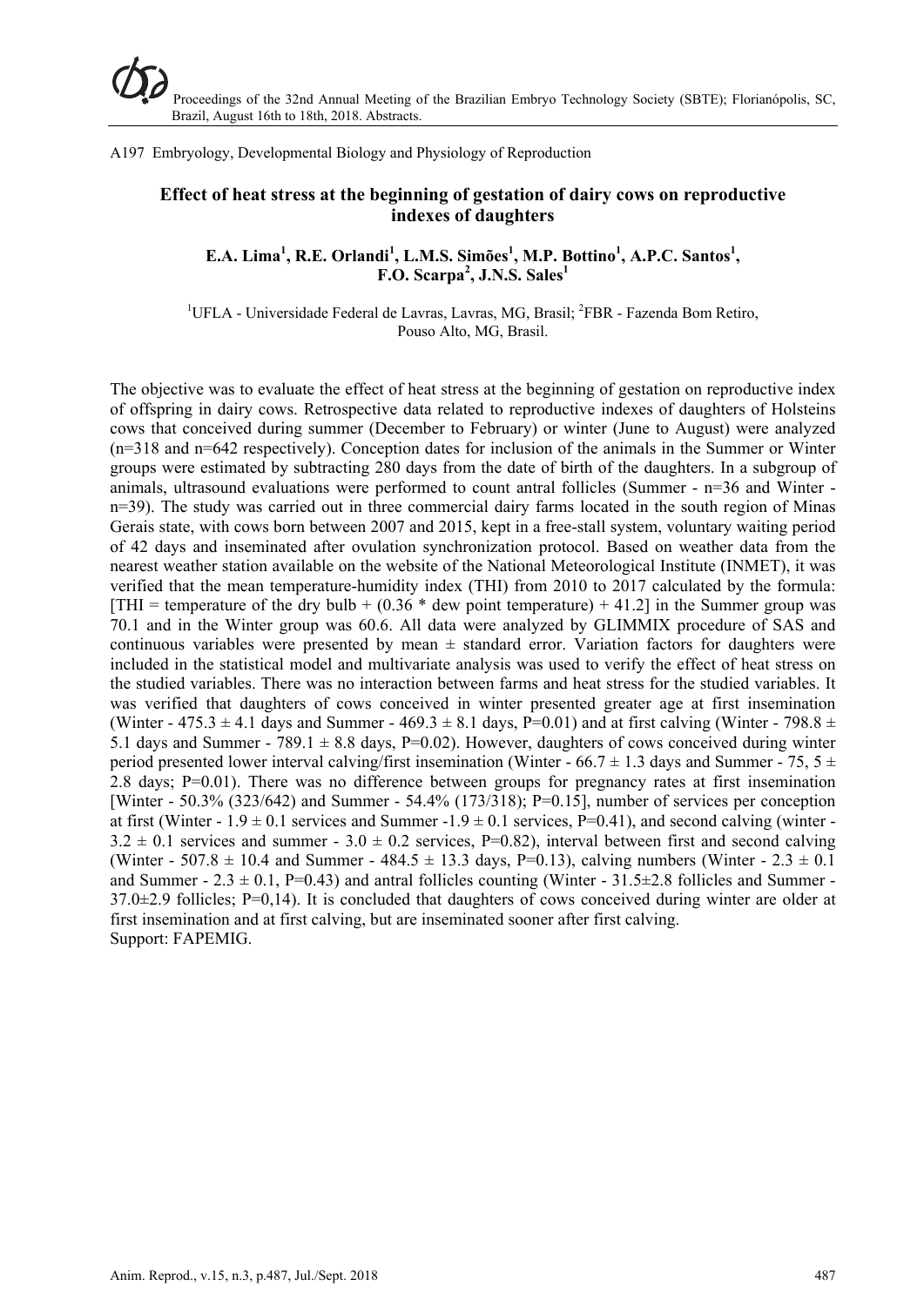A197 Embryology, Developmental Biology and Physiology of Reproduction

# Effect of heat stress at the beginning of gestation of dairy cows on reproductive indexes of daughters

**E.A. Lima[1], R.E. Orlandi[1], L.M.S. Simões[1], M.P. Bottino[1], A.P.C. Santos[1], F.O. Scarpa[2], J.N.S. Sales[1]**

[1]UFLA - Universidade Federal de Lavras, Lavras, MG, Brasil; [2]FBR - Fazenda Bom Retiro, Pouso Alto, MG, Brasil.

The objective was to evaluate the effect of heat stress at the beginning of gestation on reproductive index of offspring in dairy cows. Retrospective data related to reproductive indexes of daughters of Holsteins cows that conceived during summer (December to February) or winter (June to August) were analyzed (n=318 and n=642 respectively). Conception dates for inclusion of the animals in the Summer or Winter groups were estimated by subtracting 280 days from the date of birth of the daughters. In a subgroup of animals, ultrasound evaluations were performed to count antral follicles (Summer - n=36 and Winter - n=39). The study was carried out in three commercial dairy farms located in the south region of Minas Gerais state, with cows born between 2007 and 2015, kept in a free-stall system, voluntary waiting period of 42 days and inseminated after ovulation synchronization protocol. Based on weather data from the nearest weather station available on the website of the National Meteorological Institute (INMET), it was verified that the mean temperature-humidity index (THI) from 2010 to 2017 calculated by the formula: [THI = temperature of the dry bulb + (0.36 * dew point temperature) + 41.2] in the Summer group was 70.1 and in the Winter group was 60.6. All data were analyzed by GLIMMIX procedure of SAS and continuous variables were presented by mean ± standard error. Variation factors for daughters were included in the statistical model and multivariate analysis was used to verify the effect of heat stress on the studied variables. There was no interaction between farms and heat stress for the studied variables. It was verified that daughters of cows conceived in winter presented greater age at first insemination (Winter - 475.3 ± 4.1 days and Summer - 469.3 ± 8.1 days, P=0.01) and at first calving (Winter - 798.8 ± 5.1 days and Summer - 789.1 ± 8.8 days, P=0.02). However, daughters of cows conceived during winter period presented lower interval calving/first insemination (Winter - 66.7 ± 1.3 days and Summer - 75, 5 ± 2.8 days; P=0.01). There was no difference between groups for pregnancy rates at first insemination [Winter - 50.3% (323/642) and Summer - 54.4% (173/318); P=0.15], number of services per conception at first (Winter - 1.9 ± 0.1 services and Summer -1.9 ± 0.1 services, P=0.41), and second calving (winter - 3.2 ± 0.1 services and summer - 3.0 ± 0.2 services, P=0.82), interval between first and second calving (Winter - 507.8 ± 10.4 and Summer - 484.5 ± 13.3 days, P=0.13), calving numbers (Winter - 2.3 ± 0.1 and Summer - 2.3 ± 0.1, P=0.43) and antral follicles counting (Winter - 31.5±2.8 follicles and Summer - 37.0±2.9 follicles; P=0,14). It is concluded that daughters of cows conceived during winter are older at first insemination and at first calving, but are inseminated sooner after first calving.

Support: FAPEMIG.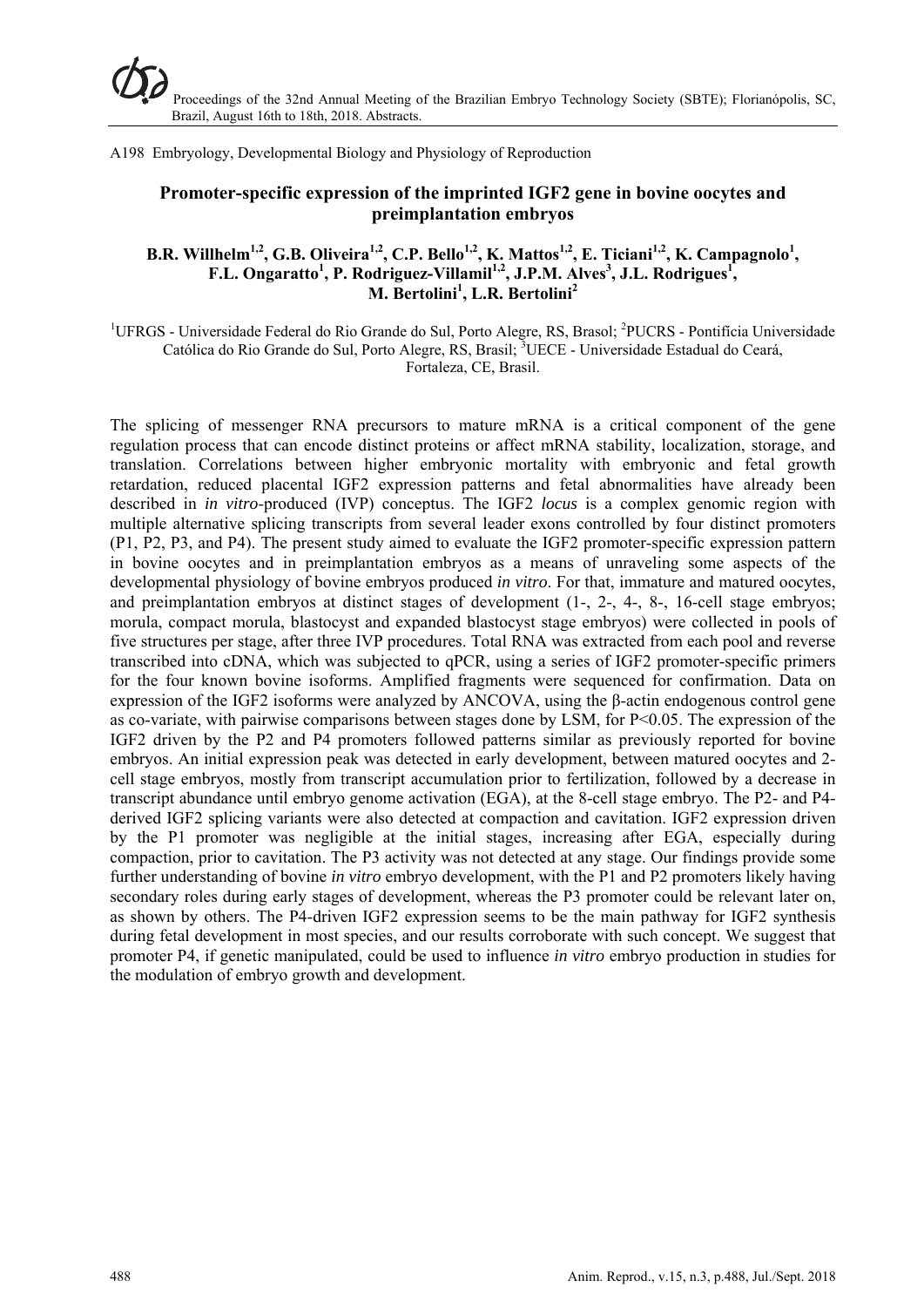A198 Embryology, Developmental Biology and Physiology of Reproduction

## Promoter-specific expression of the imprinted IGF2 gene in bovine oocytes and preimplantation embryos

**B.R. Willhelm[1,2], G.B. Oliveira[1,2], C.P. Bello[1,2], K. Mattos[1,2], E. Ticiani[1,2], K. Campagnolo[1], F.L. Ongaratto[1], P. Rodriguez-Villamil[1,2], J.P.M. Alves[3], J.L. Rodrigues[1], M. Bertolini[1], L.R. Bertolini[2]**

[1]UFRGS - Universidade Federal do Rio Grande do Sul, Porto Alegre, RS, Brasol; [2]PUCRS - Pontifícia Universidade Católica do Rio Grande do Sul, Porto Alegre, RS, Brasil; [3]UECE - Universidade Estadual do Ceará, Fortaleza, CE, Brasil.

The splicing of messenger RNA precursors to mature mRNA is a critical component of the gene regulation process that can encode distinct proteins or affect mRNA stability, localization, storage, and translation. Correlations between higher embryonic mortality with embryonic and fetal growth retardation, reduced placental IGF2 expression patterns and fetal abnormalities have already been described in *in vitro*-produced (IVP) conceptus. The IGF2 *locus* is a complex genomic region with multiple alternative splicing transcripts from several leader exons controlled by four distinct promoters (P1, P2, P3, and P4). The present study aimed to evaluate the IGF2 promoter-specific expression pattern in bovine oocytes and in preimplantation embryos as a means of unraveling some aspects of the developmental physiology of bovine embryos produced *in vitro*. For that, immature and matured oocytes, and preimplantation embryos at distinct stages of development (1-, 2-, 4-, 8-, 16-cell stage embryos; morula, compact morula, blastocyst and expanded blastocyst stage embryos) were collected in pools of five structures per stage, after three IVP procedures. Total RNA was extracted from each pool and reverse transcribed into cDNA, which was subjected to qPCR, using a series of IGF2 promoter-specific primers for the four known bovine isoforms. Amplified fragments were sequenced for confirmation. Data on expression of the IGF2 isoforms were analyzed by ANCOVA, using the β-actin endogenous control gene as co-variate, with pairwise comparisons between stages done by LSM, for $P<0.05$. The expression of the IGF2 driven by the P2 and P4 promoters followed patterns similar as previously reported for bovine embryos. An initial expression peak was detected in early development, between matured oocytes and 2-cell stage embryos, mostly from transcript accumulation prior to fertilization, followed by a decrease in transcript abundance until embryo genome activation (EGA), at the 8-cell stage embryo. The P2- and P4-derived IGF2 splicing variants were also detected at compaction and cavitation. IGF2 expression driven by the P1 promoter was negligible at the initial stages, increasing after EGA, especially during compaction, prior to cavitation. The P3 activity was not detected at any stage. Our findings provide some further understanding of bovine *in vitro* embryo development, with the P1 and P2 promoters likely having secondary roles during early stages of development, whereas the P3 promoter could be relevant later on, as shown by others. The P4-driven IGF2 expression seems to be the main pathway for IGF2 synthesis during fetal development in most species, and our results corroborate with such concept. We suggest that promoter P4, if genetic manipulated, could be used to influence *in vitro* embryo production in studies for the modulation of embryo growth and development.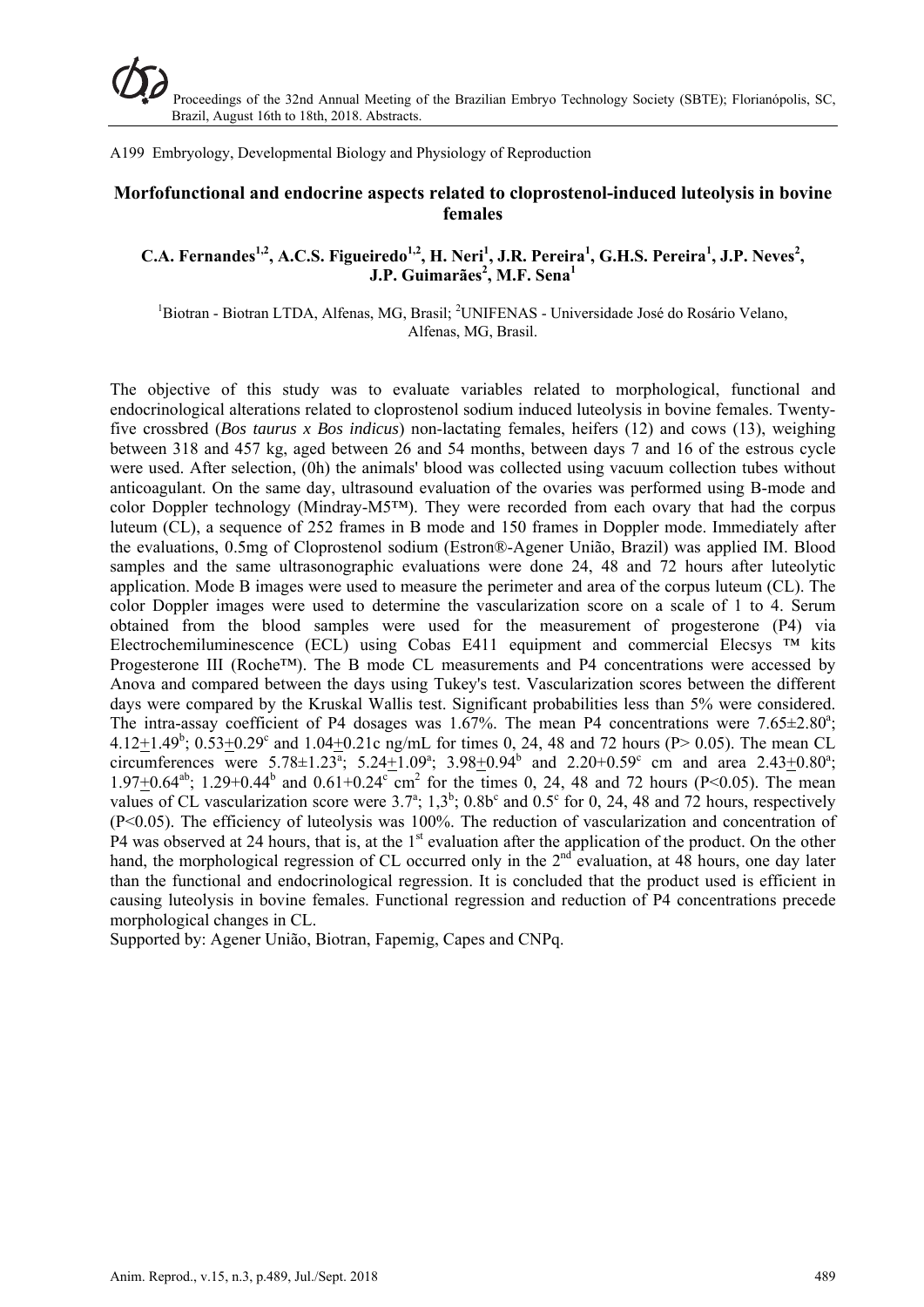A199 Embryology, Developmental Biology and Physiology of Reproduction

## Morfofunctional and endocrine aspects related to cloprostenol-induced luteolysis in bovine females

**C.A. Fernandes[1,2], A.C.S. Figueiredo[1,2], H. Neri[1], J.R. Pereira[1], G.H.S. Pereira[1], J.P. Neves[2], J.P. Guimarães[2], M.F. Sena[1]**

[1]Biotran - Biotran LTDA, Alfenas, MG, Brasil; [2]UNIFENAS - Universidade José do Rosário Velano, Alfenas, MG, Brasil.

The objective of this study was to evaluate variables related to morphological, functional and endocrinological alterations related to cloprostenol sodium induced luteolysis in bovine females. Twenty-five crossbred (*Bos taurus x Bos indicus*) non-lactating females, heifers (12) and cows (13), weighing between 318 and 457 kg, aged between 26 and 54 months, between days 7 and 16 of the estrous cycle were used. After selection, (0h) the animals' blood was collected using vacuum collection tubes without anticoagulant. On the same day, ultrasound evaluation of the ovaries was performed using B-mode and color Doppler technology (Mindray-M5™). They were recorded from each ovary that had the corpus luteum (CL), a sequence of 252 frames in B mode and 150 frames in Doppler mode. Immediately after the evaluations, 0.5mg of Cloprostenol sodium (Estron®-Agener União, Brazil) was applied IM. Blood samples and the same ultrasonographic evaluations were done 24, 48 and 72 hours after luteolytic application. Mode B images were used to measure the perimeter and area of the corpus luteum (CL). The color Doppler images were used to determine the vascularization score on a scale of 1 to 4. Serum obtained from the blood samples were used for the measurement of progesterone (P4) via Electrochemiluminescence (ECL) using Cobas E411 equipment and commercial Elecsys ™ kits Progesterone III (Roche™). The B mode CL measurements and P4 concentrations were accessed by Anova and compared between the days using Tukey's test. Vascularization scores between the different days were compared by the Kruskal Wallis test. Significant probabilities less than 5% were considered. The intra-assay coefficient of P4 dosages was 1.67%. The mean P4 concentrations were $7.65 \pm 2.80^{a}$; $4.12 \pm 1.49^{b}$; $0.53 \pm 0.29^{c}$ and $1.04 \pm 0.21$c ng/mL for times 0, 24, 48 and 72 hours ($P > 0.05$). The mean CL circumferences were $5.78 \pm 1.23^{a}$; $5.24 \pm 1.09^{a}$; $3.98 \pm 0.94^{b}$ and $2.20+0.59^{c}$ cm and area $2.43 \pm 0.80^{a}$; $1.97 \pm 0.64^{ab}$; $1.29+0.44^{b}$ and $0.61+0.24^{c}$ $cm^2$ for the times 0, 24, 48 and 72 hours ($P<0.05$). The mean values of CL vascularization score were $3.7^{a}$; $1,3^{b}$; 0.8b$^{c}$ and $0.5^{c}$ for 0, 24, 48 and 72 hours, respectively ($P<0.05$). The efficiency of luteolysis was 100%. The reduction of vascularization and concentration of P4 was observed at 24 hours, that is, at the 1st evaluation after the application of the product. On the other hand, the morphological regression of CL occurred only in the 2nd evaluation, at 48 hours, one day later than the functional and endocrinological regression. It is concluded that the product used is efficient in causing luteolysis in bovine females. Functional regression and reduction of P4 concentrations precede morphological changes in CL.

Supported by: Agener União, Biotran, Fapemig, Capes and CNPq.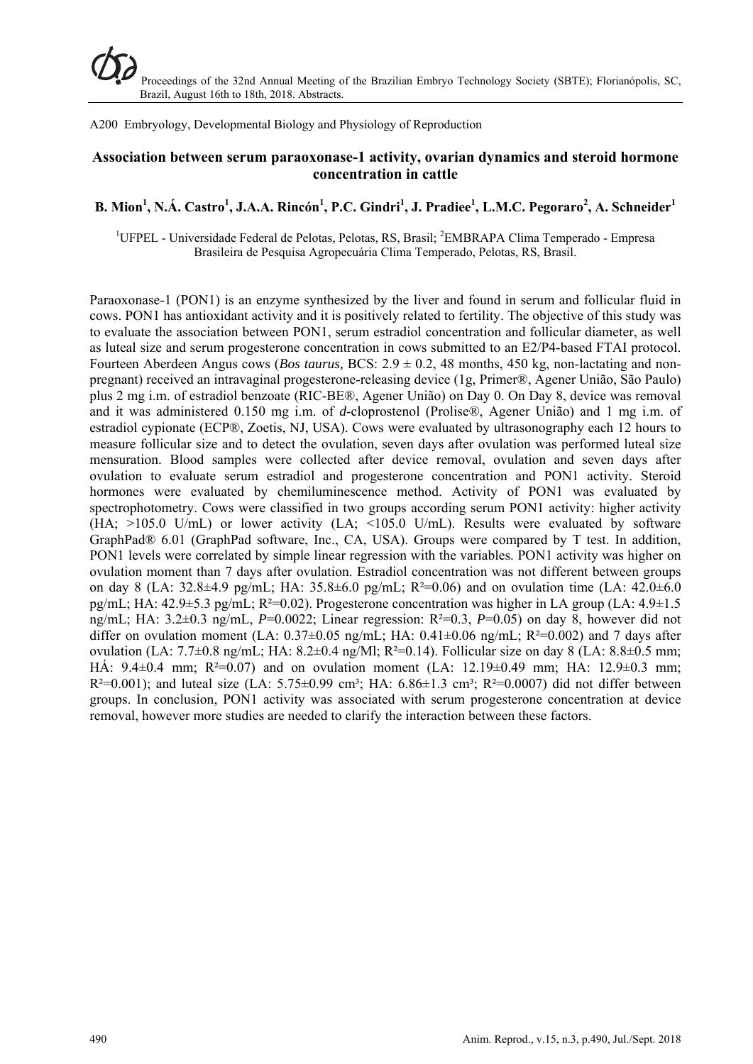A200 Embryology, Developmental Biology and Physiology of Reproduction

# Association between serum paraoxonase-1 activity, ovarian dynamics and steroid hormone concentration in cattle

**B. Mion[1], N.Á. Castro[1], J.A.A. Rincón[1], P.C. Gindri[1], J. Pradiee[1], L.M.C. Pegoraro[2], A. Schneider[1]**

[1]UFPEL - Universidade Federal de Pelotas, Pelotas, RS, Brasil; [2]EMBRAPA Clima Temperado - Empresa Brasileira de Pesquisa Agropecuária Clima Temperado, Pelotas, RS, Brasil.

Paraoxonase-1 (PON1) is an enzyme synthesized by the liver and found in serum and follicular fluid in cows. PON1 has antioxidant activity and it is positively related to fertility. The objective of this study was to evaluate the association between PON1, serum estradiol concentration and follicular diameter, as well as luteal size and serum progesterone concentration in cows submitted to an E2/P4-based FTAI protocol. Fourteen Aberdeen Angus cows (*Bos taurus,* BCS: 2.9 ± 0.2, 48 months, 450 kg, non-lactating and non-pregnant) received an intravaginal progesterone-releasing device (1g, Primer®, Agener União, São Paulo) plus 2 mg i.m. of estradiol benzoate (RIC-BE®, Agener União) on Day 0. On Day 8, device was removal and it was administered 0.150 mg i.m. of *d*-cloprostenol (Prolise®, Agener União) and 1 mg i.m. of estradiol cypionate (ECP®, Zoetis, NJ, USA). Cows were evaluated by ultrasonography each 12 hours to measure follicular size and to detect the ovulation, seven days after ovulation was performed luteal size mensuration. Blood samples were collected after device removal, ovulation and seven days after ovulation to evaluate serum estradiol and progesterone concentration and PON1 activity. Steroid hormones were evaluated by chemiluminescence method. Activity of PON1 was evaluated by spectrophotometry. Cows were classified in two groups according serum PON1 activity: higher activity (HA; >105.0 U/mL) or lower activity (LA; <105.0 U/mL). Results were evaluated by software GraphPad® 6.01 (GraphPad software, Inc., CA, USA). Groups were compared by T test. In addition, PON1 levels were correlated by simple linear regression with the variables. PON1 activity was higher on ovulation moment than 7 days after ovulation. Estradiol concentration was not different between groups on day 8 (LA: 32.8±4.9 pg/mL; HA: 35.8±6.0 pg/mL; $R^2$=0.06) and on ovulation time (LA: 42.0±6.0 pg/mL; HA: 42.9±5.3 pg/mL; $R^2$=0.02). Progesterone concentration was higher in LA group (LA: 4.9±1.5 ng/mL; HA: 3.2±0.3 ng/mL, *P*=0.0022; Linear regression: $R^2$=0.3, *P*=0.05) on day 8, however did not differ on ovulation moment (LA: 0.37±0.05 ng/mL; HA: 0.41±0.06 ng/mL; $R^2$=0.002) and 7 days after ovulation (LA: 7.7±0.8 ng/mL; HA: 8.2±0.4 ng/Ml; $R^2$=0.14). Follicular size on day 8 (LA: 8.8±0.5 mm; HÁ: 9.4±0.4 mm; $R^2$=0.07) and on ovulation moment (LA: 12.19±0.49 mm; HA: 12.9±0.3 mm; $R^2$=0.001); and luteal size (LA: 5.75±0.99 cm³; HA: 6.86±1.3 cm³; $R^2$=0.0007) did not differ between groups. In conclusion, PON1 activity was associated with serum progesterone concentration at device removal, however more studies are needed to clarify the interaction between these factors.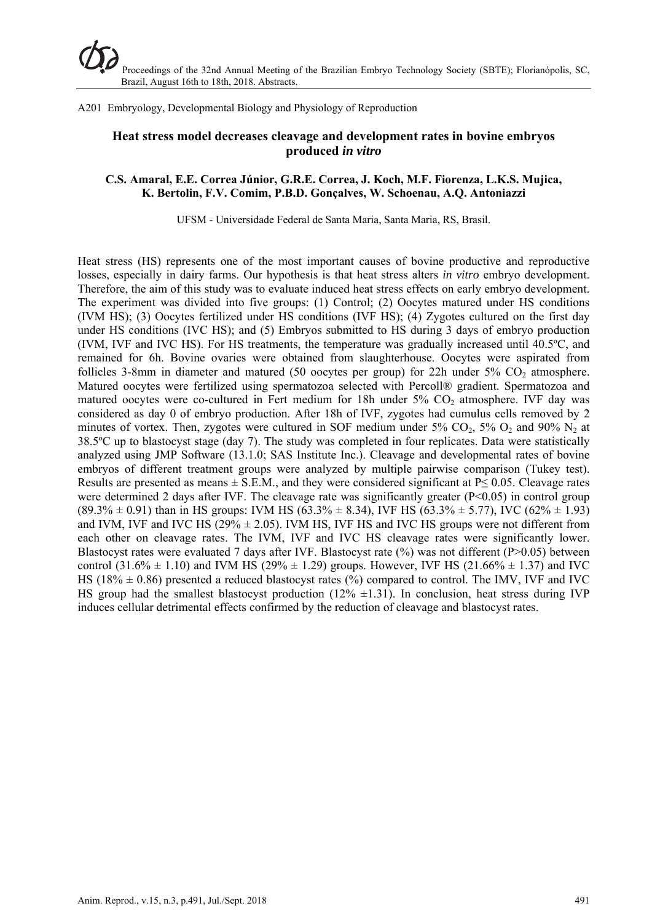A201 Embryology, Developmental Biology and Physiology of Reproduction

## Heat stress model decreases cleavage and development rates in bovine embryos produced *in vitro*

**C.S. Amaral, E.E. Correa Júnior, G.R.E. Correa, J. Koch, M.F. Fiorenza, L.K.S. Mujica, K. Bertolin, F.V. Comim, P.B.D. Gonçalves, W. Schoenau, A.Q. Antoniazzi**

UFSM - Universidade Federal de Santa Maria, Santa Maria, RS, Brasil.

Heat stress (HS) represents one of the most important causes of bovine productive and reproductive losses, especially in dairy farms. Our hypothesis is that heat stress alters *in vitro* embryo development. Therefore, the aim of this study was to evaluate induced heat stress effects on early embryo development. The experiment was divided into five groups: (1) Control; (2) Oocytes matured under HS conditions (IVM HS); (3) Oocytes fertilized under HS conditions (IVF HS); (4) Zygotes cultured on the first day under HS conditions (IVC HS); and (5) Embryos submitted to HS during 3 days of embryo production (IVM, IVF and IVC HS). For HS treatments, the temperature was gradually increased until 40.5ºC, and remained for 6h. Bovine ovaries were obtained from slaughterhouse. Oocytes were aspirated from follicles 3-8mm in diameter and matured (50 oocytes per group) for 22h under 5% $CO_2$ atmosphere. Matured oocytes were fertilized using spermatozoa selected with Percoll® gradient. Spermatozoa and matured oocytes were co-cultured in Fert medium for 18h under 5% $CO_2$ atmosphere. IVF day was considered as day 0 of embryo production. After 18h of IVF, zygotes had cumulus cells removed by 2 minutes of vortex. Then, zygotes were cultured in SOF medium under 5% $CO_2$, 5% $O_2$ and 90% $N_2$ at 38.5ºC up to blastocyst stage (day 7). The study was completed in four replicates. Data were statistically analyzed using JMP Software (13.1.0; SAS Institute Inc.). Cleavage and developmental rates of bovine embryos of different treatment groups were analyzed by multiple pairwise comparison (Tukey test). Results are presented as means ± S.E.M., and they were considered significant at $P \leq 0.05$. Cleavage rates were determined 2 days after IVF. The cleavage rate was significantly greater ($P<0.05$) in control group (89.3% ± 0.91) than in HS groups: IVM HS (63.3% ± 8.34), IVF HS (63.3% ± 5.77), IVC (62% ± 1.93) and IVM, IVF and IVC HS (29% ± 2.05). IVM HS, IVF HS and IVC HS groups were not different from each other on cleavage rates. The IVM, IVF and IVC HS cleavage rates were significantly lower. Blastocyst rates were evaluated 7 days after IVF. Blastocyst rate (%) was not different ($P>0.05$) between control (31.6% ± 1.10) and IVM HS (29% ± 1.29) groups. However, IVF HS (21.66% ± 1.37) and IVC HS (18% ± 0.86) presented a reduced blastocyst rates (%) compared to control. The IMV, IVF and IVC HS group had the smallest blastocyst production (12% ±1.31). In conclusion, heat stress during IVP induces cellular detrimental effects confirmed by the reduction of cleavage and blastocyst rates.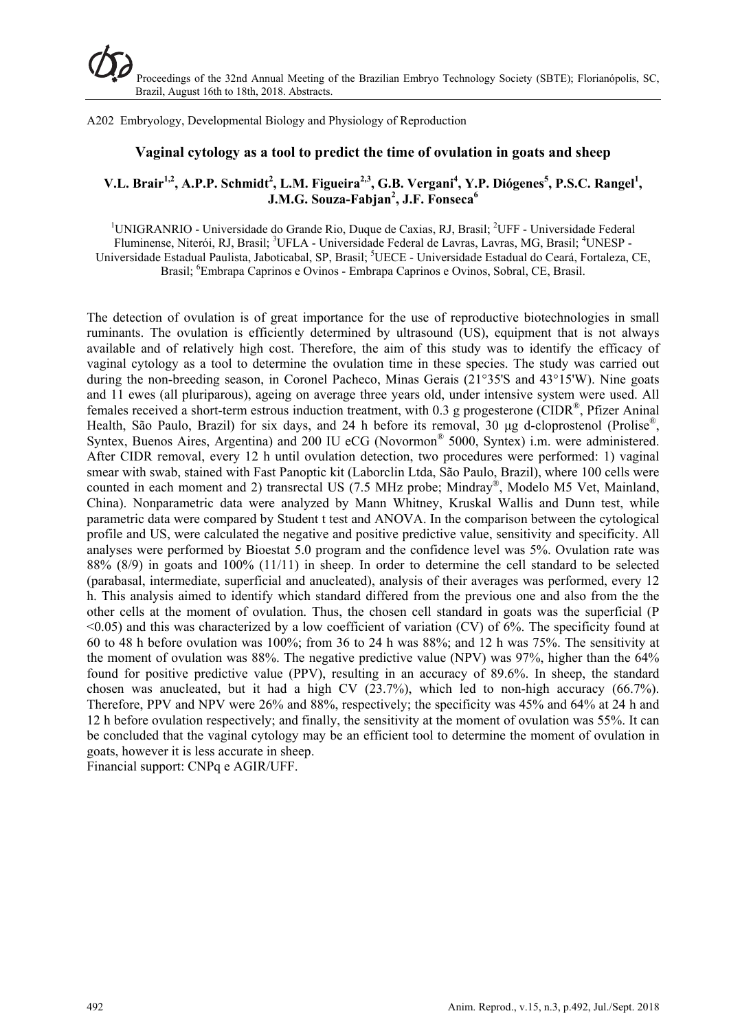A202 Embryology, Developmental Biology and Physiology of Reproduction

## Vaginal cytology as a tool to predict the time of ovulation in goats and sheep

**V.L. Brair[1,2], A.P.P. Schmidt[2], L.M. Figueira[2,3], G.B. Vergani[4], Y.P. Diógenes[5], P.S.C. Rangel[1], J.M.G. Souza-Fabjan[2], J.F. Fonseca[6]**

[1]UNIGRANRIO - Universidade do Grande Rio, Duque de Caxias, RJ, Brasil; [2]UFF - Universidade Federal Fluminense, Niterói, RJ, Brasil; [3]UFLA - Universidade Federal de Lavras, Lavras, MG, Brasil; [4]UNESP - Universidade Estadual Paulista, Jaboticabal, SP, Brasil; [5]UECE - Universidade Estadual do Ceará, Fortaleza, CE, Brasil; [6]Embrapa Caprinos e Ovinos - Embrapa Caprinos e Ovinos, Sobral, CE, Brasil.

The detection of ovulation is of great importance for the use of reproductive biotechnologies in small ruminants. The ovulation is efficiently determined by ultrasound (US), equipment that is not always available and of relatively high cost. Therefore, the aim of this study was to identify the efficacy of vaginal cytology as a tool to determine the ovulation time in these species. The study was carried out during the non-breeding season, in Coronel Pacheco, Minas Gerais (21°35'S and 43°15'W). Nine goats and 11 ewes (all pluriparous), ageing on average three years old, under intensive system were used. All females received a short-term estrous induction treatment, with 0.3 g progesterone (CIDR®, Pfizer Aninal Health, São Paulo, Brazil) for six days, and 24 h before its removal, 30 μg d-cloprostenol (Prolise®, Syntex, Buenos Aires, Argentina) and 200 IU eCG (Novormon® 5000, Syntex) i.m. were administered. After CIDR removal, every 12 h until ovulation detection, two procedures were performed: 1) vaginal smear with swab, stained with Fast Panoptic kit (Laborclin Ltda, São Paulo, Brazil), where 100 cells were counted in each moment and 2) transrectal US (7.5 MHz probe; Mindray®, Modelo M5 Vet, Mainland, China). Nonparametric data were analyzed by Mann Whitney, Kruskal Wallis and Dunn test, while parametric data were compared by Student t test and ANOVA. In the comparison between the cytological profile and US, were calculated the negative and positive predictive value, sensitivity and specificity. All analyses were performed by Bioestat 5.0 program and the confidence level was 5%. Ovulation rate was 88% (8/9) in goats and 100% (11/11) in sheep. In order to determine the cell standard to be selected (parabasal, intermediate, superficial and anucleated), analysis of their averages was performed, every 12 h. This analysis aimed to identify which standard differed from the previous one and also from the the other cells at the moment of ovulation. Thus, the chosen cell standard in goats was the superficial ($P < 0.05$) and this was characterized by a low coefficient of variation (CV) of 6%. The specificity found at 60 to 48 h before ovulation was 100%; from 36 to 24 h was 88%; and 12 h was 75%. The sensitivity at the moment of ovulation was 88%. The negative predictive value (NPV) was 97%, higher than the 64% found for positive predictive value (PPV), resulting in an accuracy of 89.6%. In sheep, the standard chosen was anucleated, but it had a high CV (23.7%), which led to non-high accuracy (66.7%). Therefore, PPV and NPV were 26% and 88%, respectively; the specificity was 45% and 64% at 24 h and 12 h before ovulation respectively; and finally, the sensitivity at the moment of ovulation was 55%. It can be concluded that the vaginal cytology may be an efficient tool to determine the moment of ovulation in goats, however it is less accurate in sheep.

Financial support: CNPq e AGIR/UFF.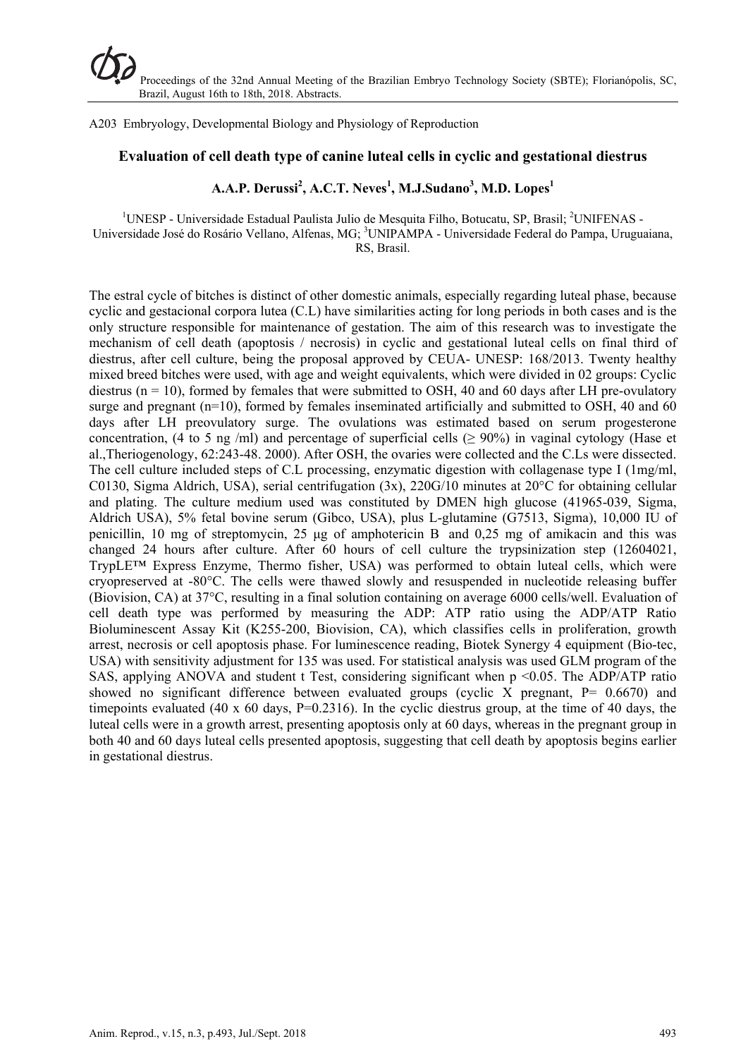A203 Embryology, Developmental Biology and Physiology of Reproduction

## Evaluation of cell death type of canine luteal cells in cyclic and gestational diestrus

**A.A.P. Derussi[2], A.C.T. Neves[1], M.J.Sudano[3], M.D. Lopes[1]**

[1]UNESP - Universidade Estadual Paulista Julio de Mesquita Filho, Botucatu, SP, Brasil; [2]UNIFENAS - Universidade José do Rosário Vellano, Alfenas, MG; [3]UNIPAMPA - Universidade Federal do Pampa, Uruguaiana, RS, Brasil.

The estral cycle of bitches is distinct of other domestic animals, especially regarding luteal phase, because cyclic and gestacional corpora lutea (C.L) have similarities acting for long periods in both cases and is the only structure responsible for maintenance of gestation. The aim of this research was to investigate the mechanism of cell death (apoptosis / necrosis) in cyclic and gestational luteal cells on final third of diestrus, after cell culture, being the proposal approved by CEUA- UNESP: 168/2013. Twenty healthy mixed breed bitches were used, with age and weight equivalents, which were divided in 02 groups: Cyclic diestrus (n = 10), formed by females that were submitted to OSH, 40 and 60 days after LH pre-ovulatory surge and pregnant (n=10), formed by females inseminated artificially and submitted to OSH, 40 and 60 days after LH preovulatory surge. The ovulations was estimated based on serum progesterone concentration, (4 to 5 ng /ml) and percentage of superficial cells (≥ 90%) in vaginal cytology (Hase et al.,Theriogenology, 62:243-48. 2000). After OSH, the ovaries were collected and the C.Ls were dissected. The cell culture included steps of C.L processing, enzymatic digestion with collagenase type I (1mg/ml, C0130, Sigma Aldrich, USA), serial centrifugation (3x), 220G/10 minutes at 20°C for obtaining cellular and plating. The culture medium used was constituted by DMEN high glucose (41965-039, Sigma, Aldrich USA), 5% fetal bovine serum (Gibco, USA), plus L-glutamine (G7513, Sigma), 10,000 IU of penicillin, 10 mg of streptomycin, 25 µg of amphotericin B and 0,25 mg of amikacin and this was changed 24 hours after culture. After 60 hours of cell culture the trypsinization step (12604021, TrypLE™ Express Enzyme, Thermo fisher, USA) was performed to obtain luteal cells, which were cryopreserved at -80°C. The cells were thawed slowly and resuspended in nucleotide releasing buffer (Biovision, CA) at 37°C, resulting in a final solution containing on average 6000 cells/well. Evaluation of cell death type was performed by measuring the ADP: ATP ratio using the ADP/ATP Ratio Bioluminescent Assay Kit (K255-200, Biovision, CA), which classifies cells in proliferation, growth arrest, necrosis or cell apoptosis phase. For luminescence reading, Biotek Synergy 4 equipment (Bio-tec, USA) with sensitivity adjustment for 135 was used. For statistical analysis was used GLM program of the SAS, applying ANOVA and student t Test, considering significant when $p < 0.05$. The ADP/ATP ratio showed no significant difference between evaluated groups (cyclic X pregnant, P= 0.6670) and timepoints evaluated (40 x 60 days, P=0.2316). In the cyclic diestrus group, at the time of 40 days, the luteal cells were in a growth arrest, presenting apoptosis only at 60 days, whereas in the pregnant group in both 40 and 60 days luteal cells presented apoptosis, suggesting that cell death by apoptosis begins earlier in gestational diestrus.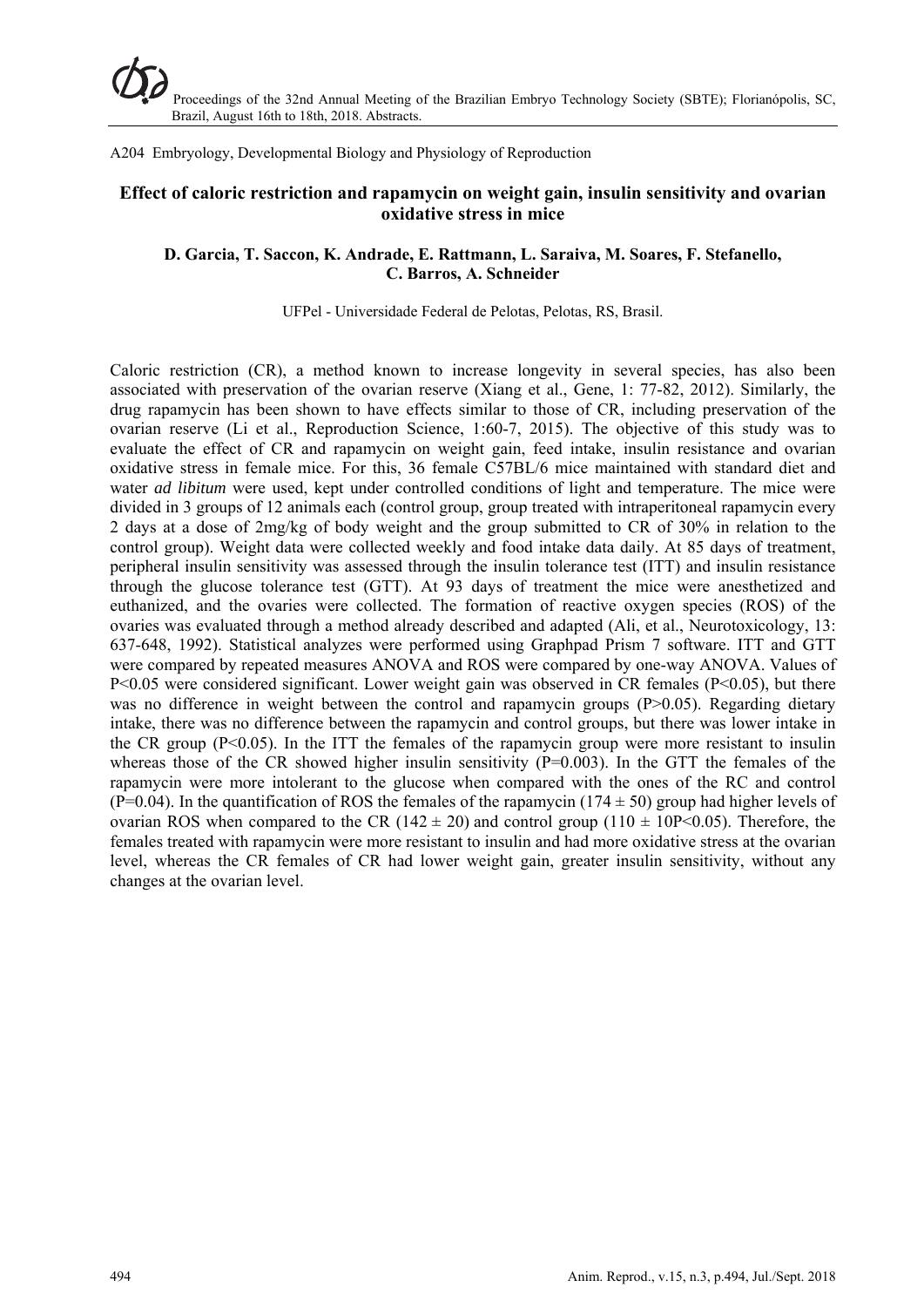A204 Embryology, Developmental Biology and Physiology of Reproduction

## Effect of caloric restriction and rapamycin on weight gain, insulin sensitivity and ovarian oxidative stress in mice

**D. Garcia, T. Saccon, K. Andrade, E. Rattmann, L. Saraiva, M. Soares, F. Stefanello, C. Barros, A. Schneider**

UFPel - Universidade Federal de Pelotas, Pelotas, RS, Brasil.

Caloric restriction (CR), a method known to increase longevity in several species, has also been associated with preservation of the ovarian reserve (Xiang et al., Gene, 1: 77-82, 2012). Similarly, the drug rapamycin has been shown to have effects similar to those of CR, including preservation of the ovarian reserve (Li et al., Reproduction Science, 1:60-7, 2015). The objective of this study was to evaluate the effect of CR and rapamycin on weight gain, feed intake, insulin resistance and ovarian oxidative stress in female mice. For this, 36 female C57BL/6 mice maintained with standard diet and water *ad libitum* were used, kept under controlled conditions of light and temperature. The mice were divided in 3 groups of 12 animals each (control group, group treated with intraperitoneal rapamycin every 2 days at a dose of 2mg/kg of body weight and the group submitted to CR of 30% in relation to the control group). Weight data were collected weekly and food intake data daily. At 85 days of treatment, peripheral insulin sensitivity was assessed through the insulin tolerance test (ITT) and insulin resistance through the glucose tolerance test (GTT). At 93 days of treatment the mice were anesthetized and euthanized, and the ovaries were collected. The formation of reactive oxygen species (ROS) of the ovaries was evaluated through a method already described and adapted (Ali, et al., Neurotoxicology, 13: 637-648, 1992). Statistical analyzes were performed using Graphpad Prism 7 software. ITT and GTT were compared by repeated measures ANOVA and ROS were compared by one-way ANOVA. Values of $P<0.05$ were considered significant. Lower weight gain was observed in CR females ($P<0.05$), but there was no difference in weight between the control and rapamycin groups ($P>0.05$). Regarding dietary intake, there was no difference between the rapamycin and control groups, but there was lower intake in the CR group ($P<0.05$). In the ITT the females of the rapamycin group were more resistant to insulin whereas those of the CR showed higher insulin sensitivity ($P=0.003$). In the GTT the females of the rapamycin were more intolerant to the glucose when compared with the ones of the RC and control ($P=0.04$). In the quantification of ROS the females of the rapamycin ($174 \pm 50$) group had higher levels of ovarian ROS when compared to the CR ($142 \pm 20$) and control group ($110 \pm 10$P<0.05). Therefore, the females treated with rapamycin were more resistant to insulin and had more oxidative stress at the ovarian level, whereas the CR females of CR had lower weight gain, greater insulin sensitivity, without any changes at the ovarian level.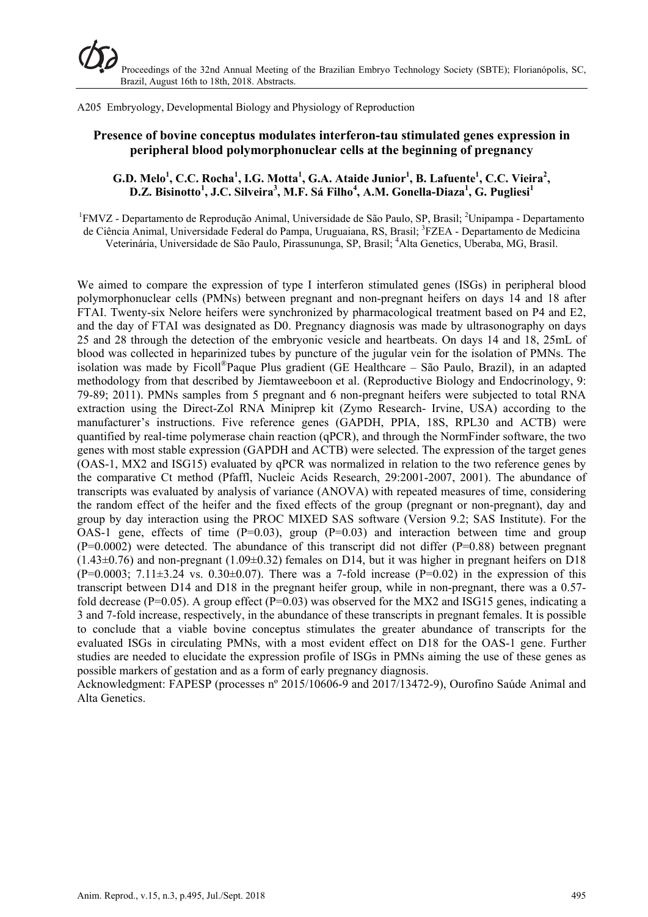A205 Embryology, Developmental Biology and Physiology of Reproduction

## Presence of bovine conceptus modulates interferon-tau stimulated genes expression in peripheral blood polymorphonuclear cells at the beginning of pregnancy

**G.D. Melo[1], C.C. Rocha[1], I.G. Motta[1], G.A. Ataide Junior[1], B. Lafuente[1], C.C. Vieira[2], D.Z. Bisinotto[1], J.C. Silveira[3], M.F. Sá Filho[4], A.M. Gonella-Diaza[1], G. Pugliesi[1]**

[1]FMVZ - Departamento de Reprodução Animal, Universidade de São Paulo, SP, Brasil; [2]Unipampa - Departamento de Ciência Animal, Universidade Federal do Pampa, Uruguaiana, RS, Brasil; [3]FZEA - Departamento de Medicina Veterinária, Universidade de São Paulo, Pirassununga, SP, Brasil; [4]Alta Genetics, Uberaba, MG, Brasil.

We aimed to compare the expression of type I interferon stimulated genes (ISGs) in peripheral blood polymorphonuclear cells (PMNs) between pregnant and non-pregnant heifers on days 14 and 18 after FTAI. Twenty-six Nelore heifers were synchronized by pharmacological treatment based on P4 and E2, and the day of FTAI was designated as D0. Pregnancy diagnosis was made by ultrasonography on days 25 and 28 through the detection of the embryonic vesicle and heartbeats. On days 14 and 18, 25mL of blood was collected in heparinized tubes by puncture of the jugular vein for the isolation of PMNs. The isolation was made by Ficoll®Paque Plus gradient (GE Healthcare – São Paulo, Brazil), in an adapted methodology from that described by Jiemtaweeboon et al. (Reproductive Biology and Endocrinology, 9: 79-89; 2011). PMNs samples from 5 pregnant and 6 non-pregnant heifers were subjected to total RNA extraction using the Direct-Zol RNA Miniprep kit (Zymo Research- Irvine, USA) according to the manufacturer's instructions. Five reference genes (GAPDH, PPIA, 18S, RPL30 and ACTB) were quantified by real-time polymerase chain reaction (qPCR), and through the NormFinder software, the two genes with most stable expression (GAPDH and ACTB) were selected. The expression of the target genes (OAS-1, MX2 and ISG15) evaluated by qPCR was normalized in relation to the two reference genes by the comparative Ct method (Pfaffl, Nucleic Acids Research, 29:2001-2007, 2001). The abundance of transcripts was evaluated by analysis of variance (ANOVA) with repeated measures of time, considering the random effect of the heifer and the fixed effects of the group (pregnant or non-pregnant), day and group by day interaction using the PROC MIXED SAS software (Version 9.2; SAS Institute). For the OAS-1 gene, effects of time ($P=0.03$), group ($P=0.03$) and interaction between time and group ($P=0.0002$) were detected. The abundance of this transcript did not differ ($P=0.88$) between pregnant ($1.43\pm0.76$) and non-pregnant ($1.09\pm0.32$) females on D14, but it was higher in pregnant heifers on D18 ($P=0.0003$; $7.11\pm3.24$ vs. $0.30\pm0.07$). There was a 7-fold increase ($P=0.02$) in the expression of this transcript between D14 and D18 in the pregnant heifer group, while in non-pregnant, there was a 0.57-fold decrease ($P=0.05$). A group effect ($P=0.03$) was observed for the MX2 and ISG15 genes, indicating a 3 and 7-fold increase, respectively, in the abundance of these transcripts in pregnant females. It is possible to conclude that a viable bovine conceptus stimulates the greater abundance of transcripts for the evaluated ISGs in circulating PMNs, with a most evident effect on D18 for the OAS-1 gene. Further studies are needed to elucidate the expression profile of ISGs in PMNs aiming the use of these genes as possible markers of gestation and as a form of early pregnancy diagnosis.

Acknowledgment: FAPESP (processes nº 2015/10606-9 and 2017/13472-9), Ourofino Saúde Animal and Alta Genetics.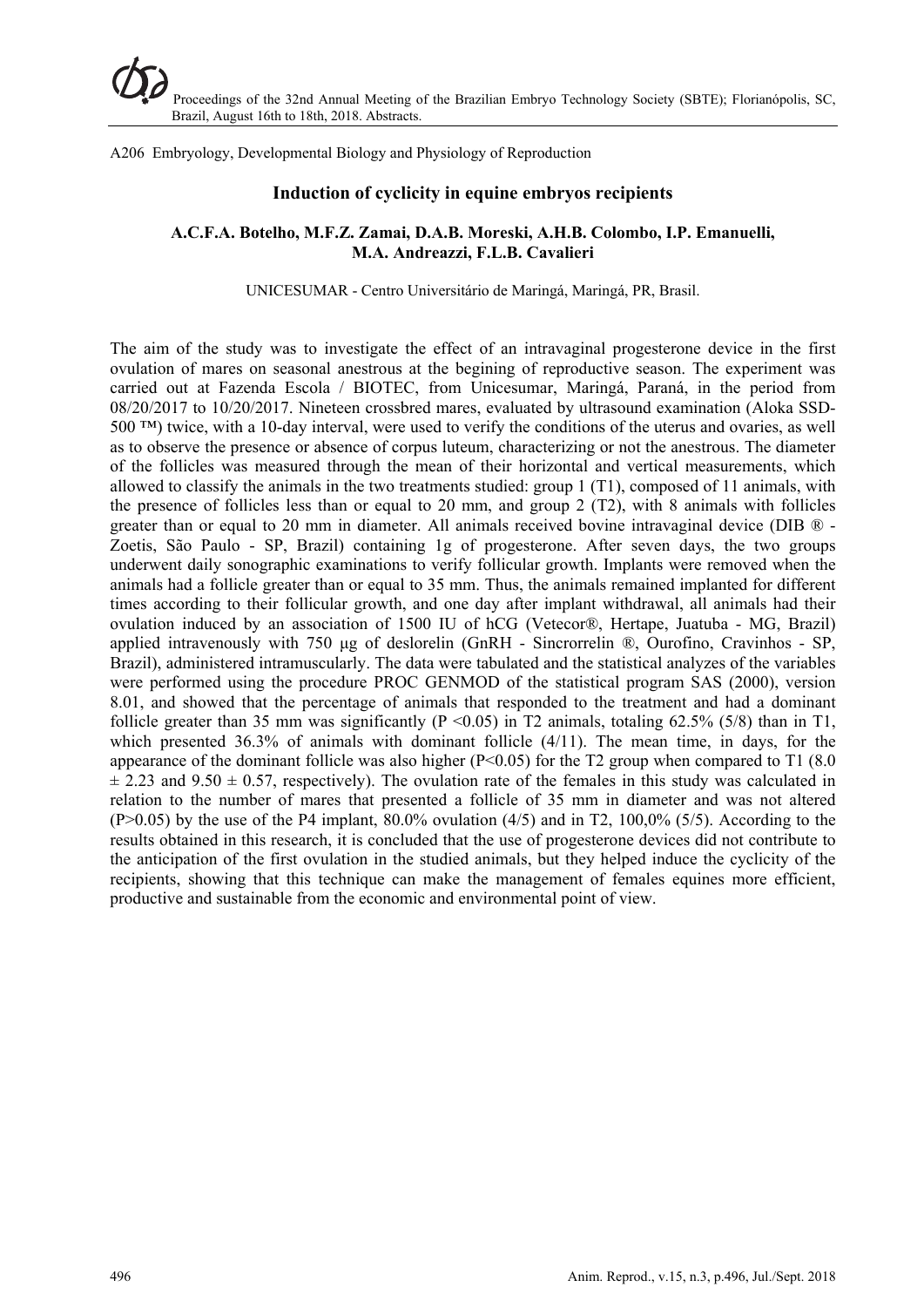A206 Embryology, Developmental Biology and Physiology of Reproduction

## Induction of cyclicity in equine embryos recipients

**A.C.F.A. Botelho, M.F.Z. Zamai, D.A.B. Moreski, A.H.B. Colombo, I.P. Emanuelli, M.A. Andreazzi, F.L.B. Cavalieri**

UNICESUMAR - Centro Universitário de Maringá, Maringá, PR, Brasil.

The aim of the study was to investigate the effect of an intravaginal progesterone device in the first ovulation of mares on seasonal anestrous at the begining of reproductive season. The experiment was carried out at Fazenda Escola / BIOTEC, from Unicesumar, Maringá, Paraná, in the period from 08/20/2017 to 10/20/2017. Nineteen crossbred mares, evaluated by ultrasound examination (Aloka SSD-500 ™) twice, with a 10-day interval, were used to verify the conditions of the uterus and ovaries, as well as to observe the presence or absence of corpus luteum, characterizing or not the anestrous. The diameter of the follicles was measured through the mean of their horizontal and vertical measurements, which allowed to classify the animals in the two treatments studied: group 1 (T1), composed of 11 animals, with the presence of follicles less than or equal to 20 mm, and group 2 (T2), with 8 animals with follicles greater than or equal to 20 mm in diameter. All animals received bovine intravaginal device (DIB ® - Zoetis, São Paulo - SP, Brazil) containing 1g of progesterone. After seven days, the two groups underwent daily sonographic examinations to verify follicular growth. Implants were removed when the animals had a follicle greater than or equal to 35 mm. Thus, the animals remained implanted for different times according to their follicular growth, and one day after implant withdrawal, all animals had their ovulation induced by an association of 1500 IU of hCG (Vetecor®, Hertape, Juatuba - MG, Brazil) applied intravenously with 750 µg of deslorelin (GnRH - Sincrorrelin ®, Ourofino, Cravinhos - SP, Brazil), administered intramuscularly. The data were tabulated and the statistical analyzes of the variables were performed using the procedure PROC GENMOD of the statistical program SAS (2000), version 8.01, and showed that the percentage of animals that responded to the treatment and had a dominant follicle greater than 35 mm was significantly ($P < 0.05$) in T2 animals, totaling 62.5% (5/8) than in T1, which presented 36.3% of animals with dominant follicle (4/11). The mean time, in days, for the appearance of the dominant follicle was also higher ($P<0.05$) for the T2 group when compared to T1 ($8.0 \pm 2.23$ and $9.50 \pm 0.57$, respectively). The ovulation rate of the females in this study was calculated in relation to the number of mares that presented a follicle of 35 mm in diameter and was not altered ($P>0.05$) by the use of the P4 implant, 80.0% ovulation (4/5) and in T2, 100,0% (5/5). According to the results obtained in this research, it is concluded that the use of progesterone devices did not contribute to the anticipation of the first ovulation in the studied animals, but they helped induce the cyclicity of the recipients, showing that this technique can make the management of females equines more efficient, productive and sustainable from the economic and environmental point of view.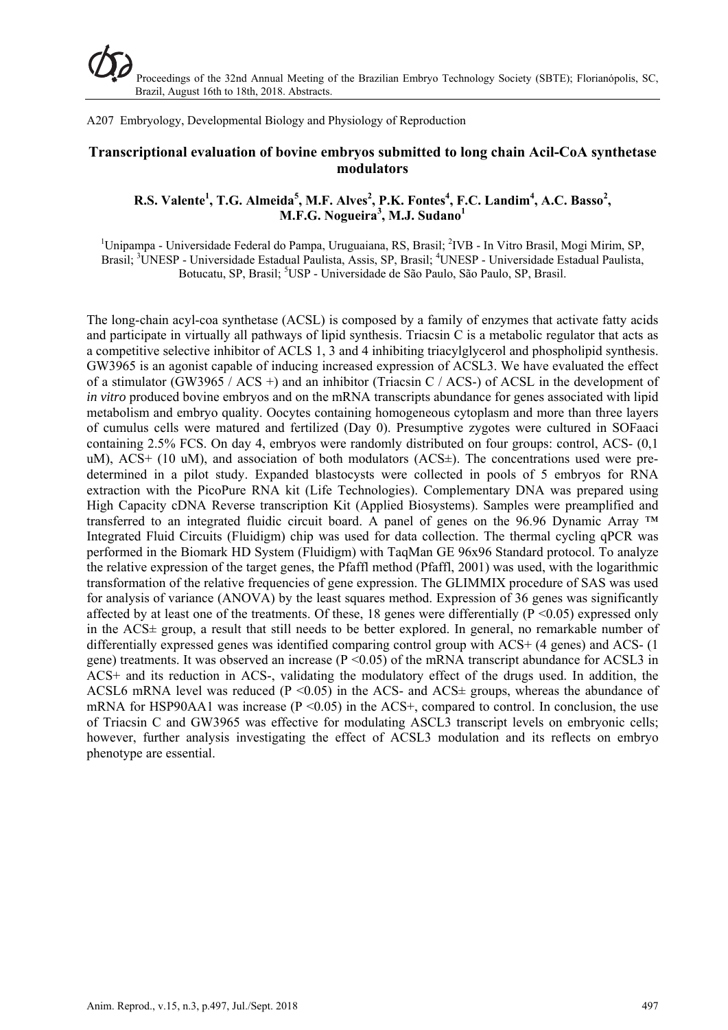A207 Embryology, Developmental Biology and Physiology of Reproduction

## Transcriptional evaluation of bovine embryos submitted to long chain Acil-CoA synthetase modulators

**R.S. Valente[1], T.G. Almeida[5], M.F. Alves[2], P.K. Fontes[4], F.C. Landim[4], A.C. Basso[2], M.F.G. Nogueira[3], M.J. Sudano[1]**

[1]Unipampa - Universidade Federal do Pampa, Uruguaiana, RS, Brasil; [2]IVB - In Vitro Brasil, Mogi Mirim, SP, Brasil; [3]UNESP - Universidade Estadual Paulista, Assis, SP, Brasil; [4]UNESP - Universidade Estadual Paulista, Botucatu, SP, Brasil; [5]USP - Universidade de São Paulo, São Paulo, SP, Brasil.

The long-chain acyl-coa synthetase (ACSL) is composed by a family of enzymes that activate fatty acids and participate in virtually all pathways of lipid synthesis. Triacsin C is a metabolic regulator that acts as a competitive selective inhibitor of ACLS 1, 3 and 4 inhibiting triacylglycerol and phospholipid synthesis. GW3965 is an agonist capable of inducing increased expression of ACSL3. We have evaluated the effect of a stimulator (GW3965 / ACS +) and an inhibitor (Triacsin C / ACS-) of ACSL in the development of *in vitro* produced bovine embryos and on the mRNA transcripts abundance for genes associated with lipid metabolism and embryo quality. Oocytes containing homogeneous cytoplasm and more than three layers of cumulus cells were matured and fertilized (Day 0). Presumptive zygotes were cultured in SOFaaci containing 2.5% FCS. On day 4, embryos were randomly distributed on four groups: control, ACS- (0,1 uM), ACS+ (10 uM), and association of both modulators (ACS±). The concentrations used were pre-determined in a pilot study. Expanded blastocysts were collected in pools of 5 embryos for RNA extraction with the PicoPure RNA kit (Life Technologies). Complementary DNA was prepared using High Capacity cDNA Reverse transcription Kit (Applied Biosystems). Samples were preamplified and transferred to an integrated fluidic circuit board. A panel of genes on the 96.96 Dynamic Array ™ Integrated Fluid Circuits (Fluidigm) chip was used for data collection. The thermal cycling qPCR was performed in the Biomark HD System (Fluidigm) with TaqMan GE 96x96 Standard protocol. To analyze the relative expression of the target genes, the Pfaffl method (Pfaffl, 2001) was used, with the logarithmic transformation of the relative frequencies of gene expression. The GLIMMIX procedure of SAS was used for analysis of variance (ANOVA) by the least squares method. Expression of 36 genes was significantly affected by at least one of the treatments. Of these, 18 genes were differentially ($P < 0.05$) expressed only in the ACS± group, a result that still needs to be better explored. In general, no remarkable number of differentially expressed genes was identified comparing control group with ACS+ (4 genes) and ACS- (1 gene) treatments. It was observed an increase ($P < 0.05$) of the mRNA transcript abundance for ACSL3 in ACS+ and its reduction in ACS-, validating the modulatory effect of the drugs used. In addition, the ACSL6 mRNA level was reduced ($P < 0.05$) in the ACS- and ACS± groups, whereas the abundance of mRNA for HSP90AA1 was increase ($P < 0.05$) in the ACS+, compared to control. In conclusion, the use of Triacsin C and GW3965 was effective for modulating ASCL3 transcript levels on embryonic cells; however, further analysis investigating the effect of ACSL3 modulation and its reflects on embryo phenotype are essential.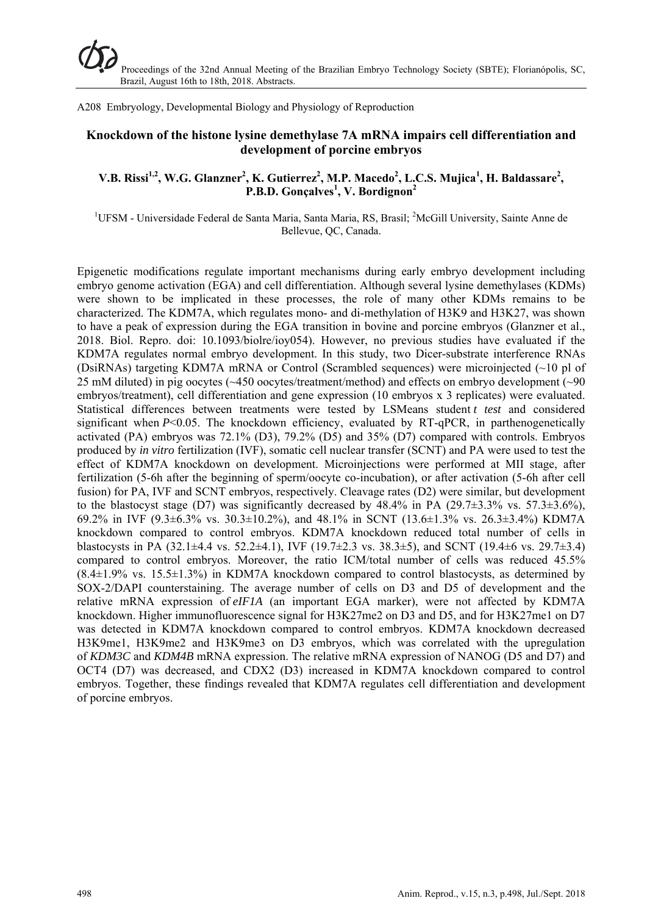A208 Embryology, Developmental Biology and Physiology of Reproduction

# Knockdown of the histone lysine demethylase 7A mRNA impairs cell differentiation and development of porcine embryos

**V.B. Rissi[1,2], W.G. Glanzner[2], K. Gutierrez[2], M.P. Macedo[2], L.C.S. Mujica[1], H. Baldassare[2], P.B.D. Gonçalves[1], V. Bordignon[2]**

[1]UFSM - Universidade Federal de Santa Maria, Santa Maria, RS, Brasil; [2]McGill University, Sainte Anne de Bellevue, QC, Canada.

Epigenetic modifications regulate important mechanisms during early embryo development including embryo genome activation (EGA) and cell differentiation. Although several lysine demethylases (KDMs) were shown to be implicated in these processes, the role of many other KDMs remains to be characterized. The KDM7A, which regulates mono- and di-methylation of H3K9 and H3K27, was shown to have a peak of expression during the EGA transition in bovine and porcine embryos (Glanzner et al., 2018. Biol. Repro. doi: 10.1093/biolre/ioy054). However, no previous studies have evaluated if the KDM7A regulates normal embryo development. In this study, two Dicer-substrate interference RNAs (DsiRNAs) targeting KDM7A mRNA or Control (Scrambled sequences) were microinjected (~10 pl of 25 mM diluted) in pig oocytes (~450 oocytes/treatment/method) and effects on embryo development (~90 embryos/treatment), cell differentiation and gene expression (10 embryos x 3 replicates) were evaluated. Statistical differences between treatments were tested by LSMeans student *t test* and considered significant when $P<0.05$. The knockdown efficiency, evaluated by RT-qPCR, in parthenogenetically activated (PA) embryos was 72.1% (D3), 79.2% (D5) and 35% (D7) compared with controls. Embryos produced by *in vitro* fertilization (IVF), somatic cell nuclear transfer (SCNT) and PA were used to test the effect of KDM7A knockdown on development. Microinjections were performed at MII stage, after fertilization (5-6h after the beginning of sperm/oocyte co-incubation), or after activation (5-6h after cell fusion) for PA, IVF and SCNT embryos, respectively. Cleavage rates (D2) were similar, but development to the blastocyst stage (D7) was significantly decreased by 48.4% in PA (29.7±3.3% vs. 57.3±3.6%), 69.2% in IVF (9.3±6.3% vs. 30.3±10.2%), and 48.1% in SCNT (13.6±1.3% vs. 26.3±3.4%) KDM7A knockdown compared to control embryos. KDM7A knockdown reduced total number of cells in blastocysts in PA (32.1±4.4 vs. 52.2±4.1), IVF (19.7±2.3 vs. 38.3±5), and SCNT (19.4±6 vs. 29.7±3.4) compared to control embryos. Moreover, the ratio ICM/total number of cells was reduced 45.5% (8.4±1.9% vs. 15.5±1.3%) in KDM7A knockdown compared to control blastocysts, as determined by SOX-2/DAPI counterstaining. The average number of cells on D3 and D5 of development and the relative mRNA expression of *eIF1A* (an important EGA marker), were not affected by KDM7A knockdown. Higher immunofluorescence signal for H3K27me2 on D3 and D5, and for H3K27me1 on D7 was detected in KDM7A knockdown compared to control embryos. KDM7A knockdown decreased H3K9me1, H3K9me2 and H3K9me3 on D3 embryos, which was correlated with the upregulation of *KDM3C* and *KDM4B* mRNA expression. The relative mRNA expression of NANOG (D5 and D7) and OCT4 (D7) was decreased, and CDX2 (D3) increased in KDM7A knockdown compared to control embryos. Together, these findings revealed that KDM7A regulates cell differentiation and development of porcine embryos.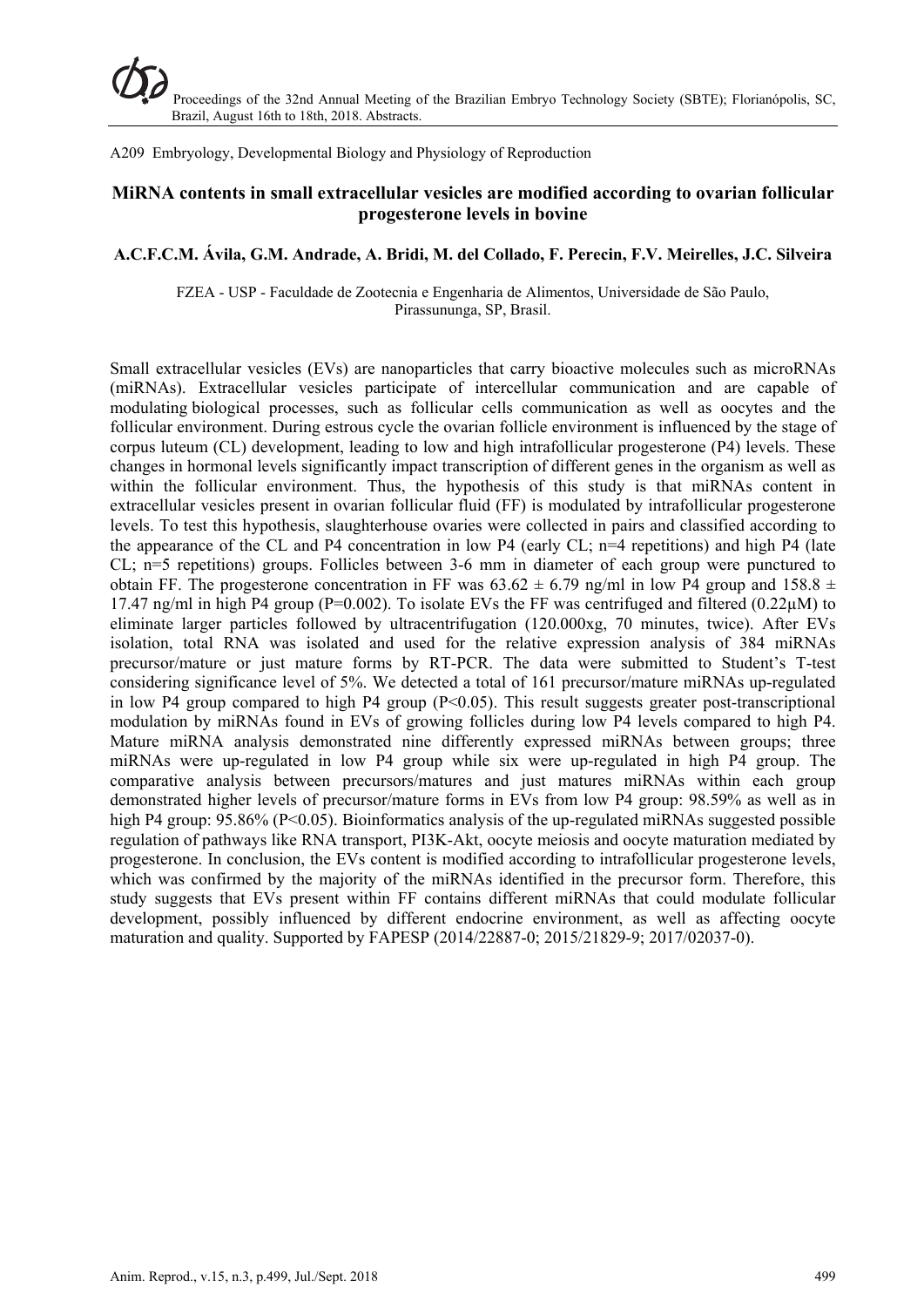A209 Embryology, Developmental Biology and Physiology of Reproduction

## MiRNA contents in small extracellular vesicles are modified according to ovarian follicular progesterone levels in bovine

**A.C.F.C.M. Ávila, G.M. Andrade, A. Bridi, M. del Collado, F. Perecin, F.V. Meirelles, J.C. Silveira**

FZEA - USP - Faculdade de Zootecnia e Engenharia de Alimentos, Universidade de São Paulo, Pirassununga, SP, Brasil.

Small extracellular vesicles (EVs) are nanoparticles that carry bioactive molecules such as microRNAs (miRNAs). Extracellular vesicles participate of intercellular communication and are capable of modulating biological processes, such as follicular cells communication as well as oocytes and the follicular environment. During estrous cycle the ovarian follicle environment is influenced by the stage of corpus luteum (CL) development, leading to low and high intrafollicular progesterone (P4) levels. These changes in hormonal levels significantly impact transcription of different genes in the organism as well as within the follicular environment. Thus, the hypothesis of this study is that miRNAs content in extracellular vesicles present in ovarian follicular fluid (FF) is modulated by intrafollicular progesterone levels. To test this hypothesis, slaughterhouse ovaries were collected in pairs and classified according to the appearance of the CL and P4 concentration in low P4 (early CL; n=4 repetitions) and high P4 (late CL; n=5 repetitions) groups. Follicles between 3-6 mm in diameter of each group were punctured to obtain FF. The progesterone concentration in FF was $63.62 \pm 6.79$ ng/ml in low P4 group and $158.8 \pm 17.47$ ng/ml in high P4 group (P=0.002). To isolate EVs the FF was centrifuged and filtered (0.22μM) to eliminate larger particles followed by ultracentrifugation (120.000xg, 70 minutes, twice). After EVs isolation, total RNA was isolated and used for the relative expression analysis of 384 miRNAs precursor/mature or just mature forms by RT-PCR. The data were submitted to Student's T-test considering significance level of 5%. We detected a total of 161 precursor/mature miRNAs up-regulated in low P4 group compared to high P4 group ($P<0.05$). This result suggests greater post-transcriptional modulation by miRNAs found in EVs of growing follicles during low P4 levels compared to high P4. Mature miRNA analysis demonstrated nine differently expressed miRNAs between groups; three miRNAs were up-regulated in low P4 group while six were up-regulated in high P4 group. The comparative analysis between precursors/matures and just matures miRNAs within each group demonstrated higher levels of precursor/mature forms in EVs from low P4 group: 98.59% as well as in high P4 group: 95.86% ($P<0.05$). Bioinformatics analysis of the up-regulated miRNAs suggested possible regulation of pathways like RNA transport, PI3K-Akt, oocyte meiosis and oocyte maturation mediated by progesterone. In conclusion, the EVs content is modified according to intrafollicular progesterone levels, which was confirmed by the majority of the miRNAs identified in the precursor form. Therefore, this study suggests that EVs present within FF contains different miRNAs that could modulate follicular development, possibly influenced by different endocrine environment, as well as affecting oocyte maturation and quality. Supported by FAPESP (2014/22887-0; 2015/21829-9; 2017/02037-0).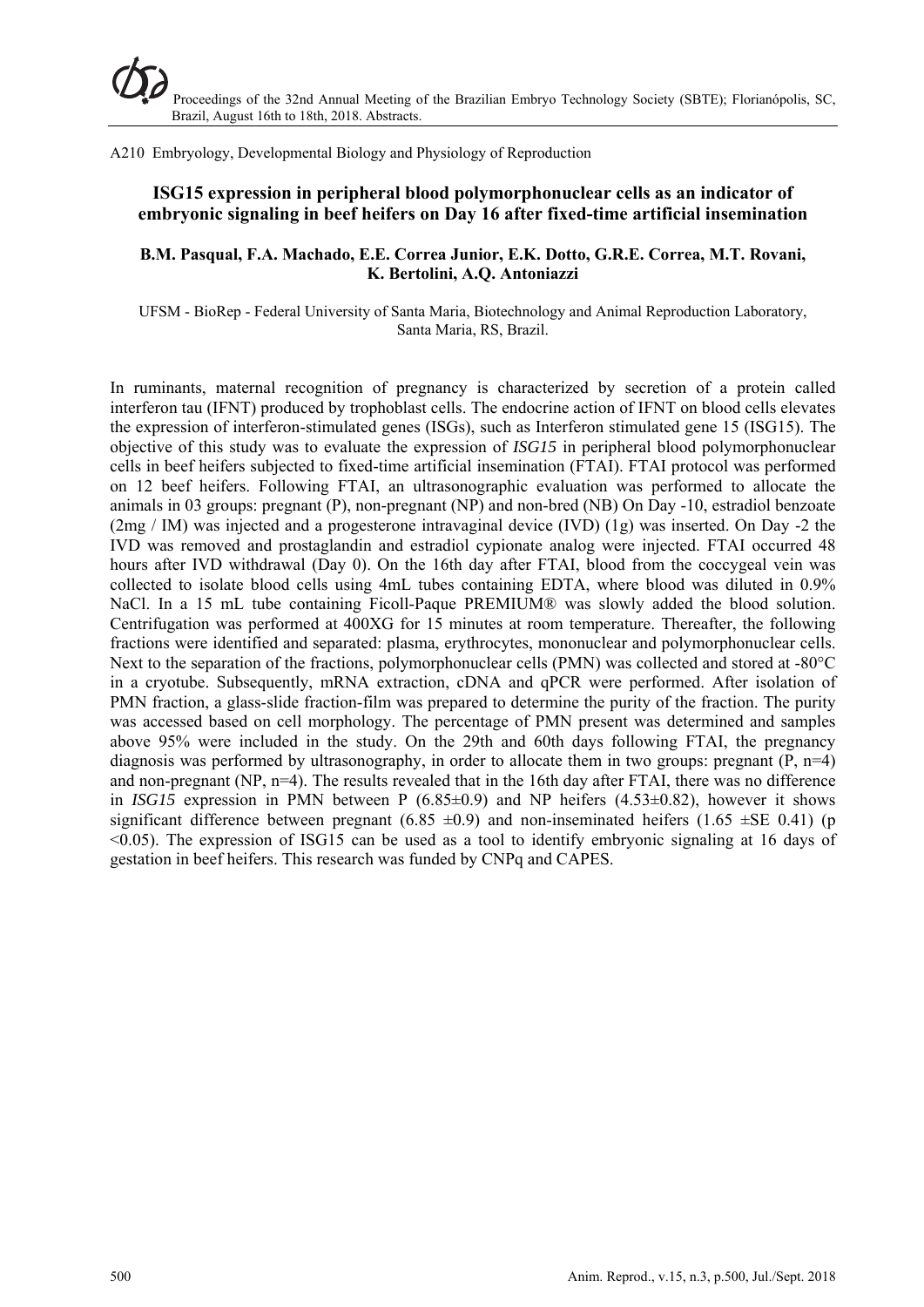A210 Embryology, Developmental Biology and Physiology of Reproduction

# ISG15 expression in peripheral blood polymorphonuclear cells as an indicator of embryonic signaling in beef heifers on Day 16 after fixed-time artificial insemination

**B.M. Pasqual, F.A. Machado, E.E. Correa Junior, E.K. Dotto, G.R.E. Correa, M.T. Rovani, K. Bertolini, A.Q. Antoniazzi**

UFSM - BioRep - Federal University of Santa Maria, Biotechnology and Animal Reproduction Laboratory, Santa Maria, RS, Brazil.

In ruminants, maternal recognition of pregnancy is characterized by secretion of a protein called interferon tau (IFNT) produced by trophoblast cells. The endocrine action of IFNT on blood cells elevates the expression of interferon-stimulated genes (ISGs), such as Interferon stimulated gene 15 (ISG15). The objective of this study was to evaluate the expression of *ISG15* in peripheral blood polymorphonuclear cells in beef heifers subjected to fixed-time artificial insemination (FTAI). FTAI protocol was performed on 12 beef heifers. Following FTAI, an ultrasonographic evaluation was performed to allocate the animals in 03 groups: pregnant (P), non-pregnant (NP) and non-bred (NB) On Day -10, estradiol benzoate (2mg / IM) was injected and a progesterone intravaginal device (IVD) (1g) was inserted. On Day -2 the IVD was removed and prostaglandin and estradiol cypionate analog were injected. FTAI occurred 48 hours after IVD withdrawal (Day 0). On the 16th day after FTAI, blood from the coccygeal vein was collected to isolate blood cells using 4mL tubes containing EDTA, where blood was diluted in 0.9% NaCl. In a 15 mL tube containing Ficoll-Paque PREMIUM® was slowly added the blood solution. Centrifugation was performed at 400XG for 15 minutes at room temperature. Thereafter, the following fractions were identified and separated: plasma, erythrocytes, mononuclear and polymorphonuclear cells. Next to the separation of the fractions, polymorphonuclear cells (PMN) was collected and stored at -80°C in a cryotube. Subsequently, mRNA extraction, cDNA and qPCR were performed. After isolation of PMN fraction, a glass-slide fraction-film was prepared to determine the purity of the fraction. The purity was accessed based on cell morphology. The percentage of PMN present was determined and samples above 95% were included in the study. On the 29th and 60th days following FTAI, the pregnancy diagnosis was performed by ultrasonography, in order to allocate them in two groups: pregnant (P, n=4) and non-pregnant (NP, n=4). The results revealed that in the 16th day after FTAI, there was no difference in *ISG15* expression in PMN between P (6.85±0.9) and NP heifers (4.53±0.82), however it shows significant difference between pregnant (6.85 ±0.9) and non-inseminated heifers (1.65 ±SE 0.41) ($p < 0.05$). The expression of ISG15 can be used as a tool to identify embryonic signaling at 16 days of gestation in beef heifers. This research was funded by CNPq and CAPES.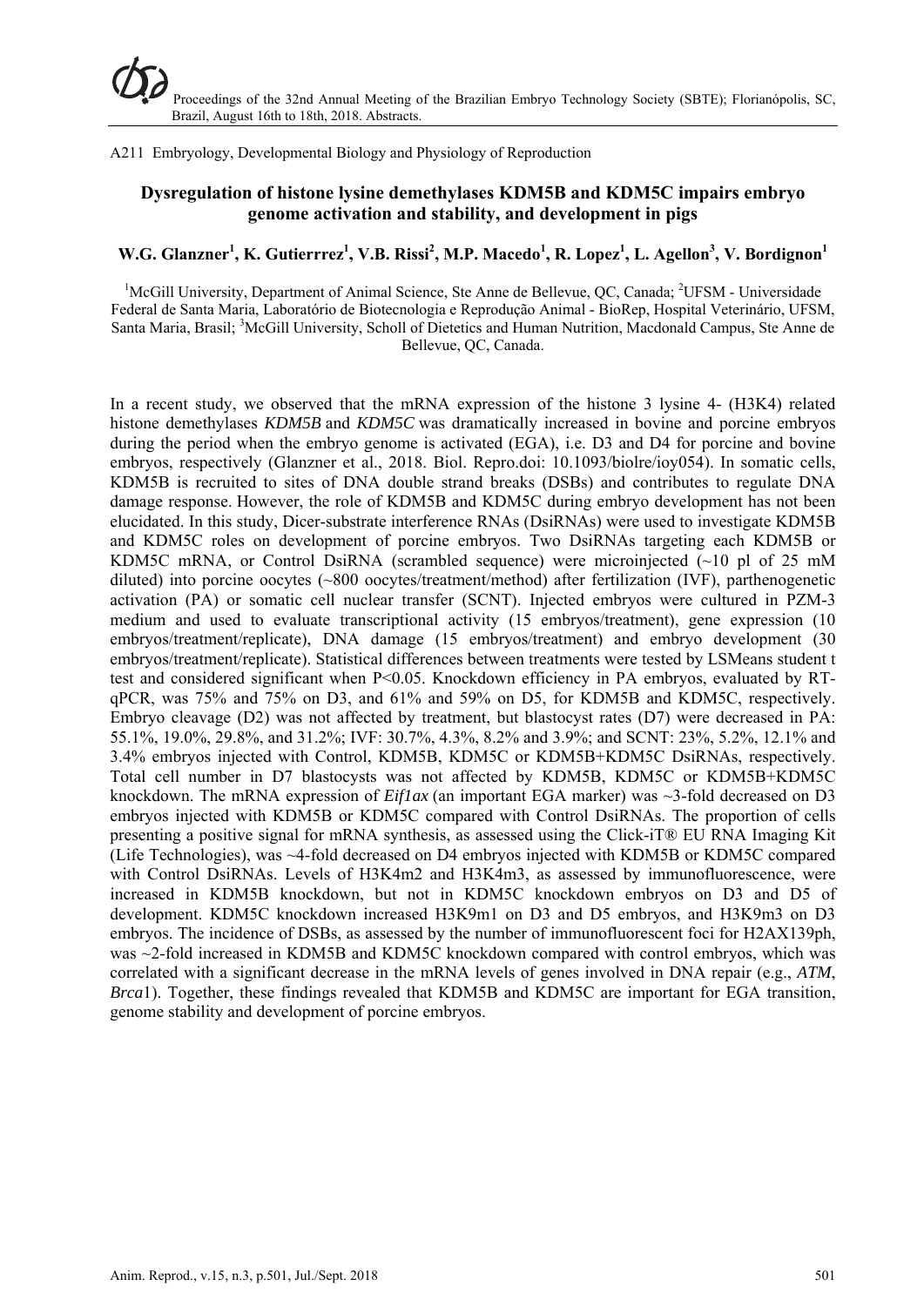A211 Embryology, Developmental Biology and Physiology of Reproduction

# Dysregulation of histone lysine demethylases KDM5B and KDM5C impairs embryo genome activation and stability, and development in pigs

**W.G. Glanzner[1], K. Gutierrez[1], V.B. Rissi[2], M.P. Macedo[1], R. Lopez[1], L. Agellon[3], V. Bordignon[1]**

[1]McGill University, Department of Animal Science, Ste Anne de Bellevue, QC, Canada; [2]UFSM - Universidade Federal de Santa Maria, Laboratório de Biotecnologia e Reprodução Animal - BioRep, Hospital Veterinário, UFSM, Santa Maria, Brasil; [3]McGill University, Scholl of Dietetics and Human Nutrition, Macdonald Campus, Ste Anne de Bellevue, QC, Canada.

In a recent study, we observed that the mRNA expression of the histone 3 lysine 4- (H3K4) related histone demethylases *KDM5B* and *KDM5C* was dramatically increased in bovine and porcine embryos during the period when the embryo genome is activated (EGA), i.e. D3 and D4 for porcine and bovine embryos, respectively (Glanzner et al., 2018. Biol. Repro.doi: 10.1093/biolre/ioy054). In somatic cells, KDM5B is recruited to sites of DNA double strand breaks (DSBs) and contributes to regulate DNA damage response. However, the role of KDM5B and KDM5C during embryo development has not been elucidated. In this study, Dicer-substrate interference RNAs (DsiRNAs) were used to investigate KDM5B and KDM5C roles on development of porcine embryos. Two DsiRNAs targeting each KDM5B or KDM5C mRNA, or Control DsiRNA (scrambled sequence) were microinjected (~10 pl of 25 mM diluted) into porcine oocytes (~800 oocytes/treatment/method) after fertilization (IVF), parthenogenetic activation (PA) or somatic cell nuclear transfer (SCNT). Injected embryos were cultured in PZM-3 medium and used to evaluate transcriptional activity (15 embryos/treatment), gene expression (10 embryos/treatment/replicate), DNA damage (15 embryos/treatment) and embryo development (30 embryos/treatment/replicate). Statistical differences between treatments were tested by LSMeans student t test and considered significant when $P<0.05$. Knockdown efficiency in PA embryos, evaluated by RT-qPCR, was 75% and 75% on D3, and 61% and 59% on D5, for KDM5B and KDM5C, respectively. Embryo cleavage (D2) was not affected by treatment, but blastocyst rates (D7) were decreased in PA: 55.1%, 19.0%, 29.8%, and 31.2%; IVF: 30.7%, 4.3%, 8.2% and 3.9%; and SCNT: 23%, 5.2%, 12.1% and 3.4% embryos injected with Control, KDM5B, KDM5C or KDM5B+KDM5C DsiRNAs, respectively. Total cell number in D7 blastocysts was not affected by KDM5B, KDM5C or KDM5B+KDM5C knockdown. The mRNA expression of *Eif1ax* (an important EGA marker) was ~3-fold decreased on D3 embryos injected with KDM5B or KDM5C compared with Control DsiRNAs. The proportion of cells presenting a positive signal for mRNA synthesis, as assessed using the Click-iT® EU RNA Imaging Kit (Life Technologies), was ~4-fold decreased on D4 embryos injected with KDM5B or KDM5C compared with Control DsiRNAs. Levels of H3K4m2 and H3K4m3, as assessed by immunofluorescence, were increased in KDM5B knockdown, but not in KDM5C knockdown embryos on D3 and D5 of development. KDM5C knockdown increased H3K9m1 on D3 and D5 embryos, and H3K9m3 on D3 embryos. The incidence of DSBs, as assessed by the number of immunofluorescent foci for H2AX139ph, was ~2-fold increased in KDM5B and KDM5C knockdown compared with control embryos, which was correlated with a significant decrease in the mRNA levels of genes involved in DNA repair (e.g., *ATM*, *Brca*1). Together, these findings revealed that KDM5B and KDM5C are important for EGA transition, genome stability and development of porcine embryos.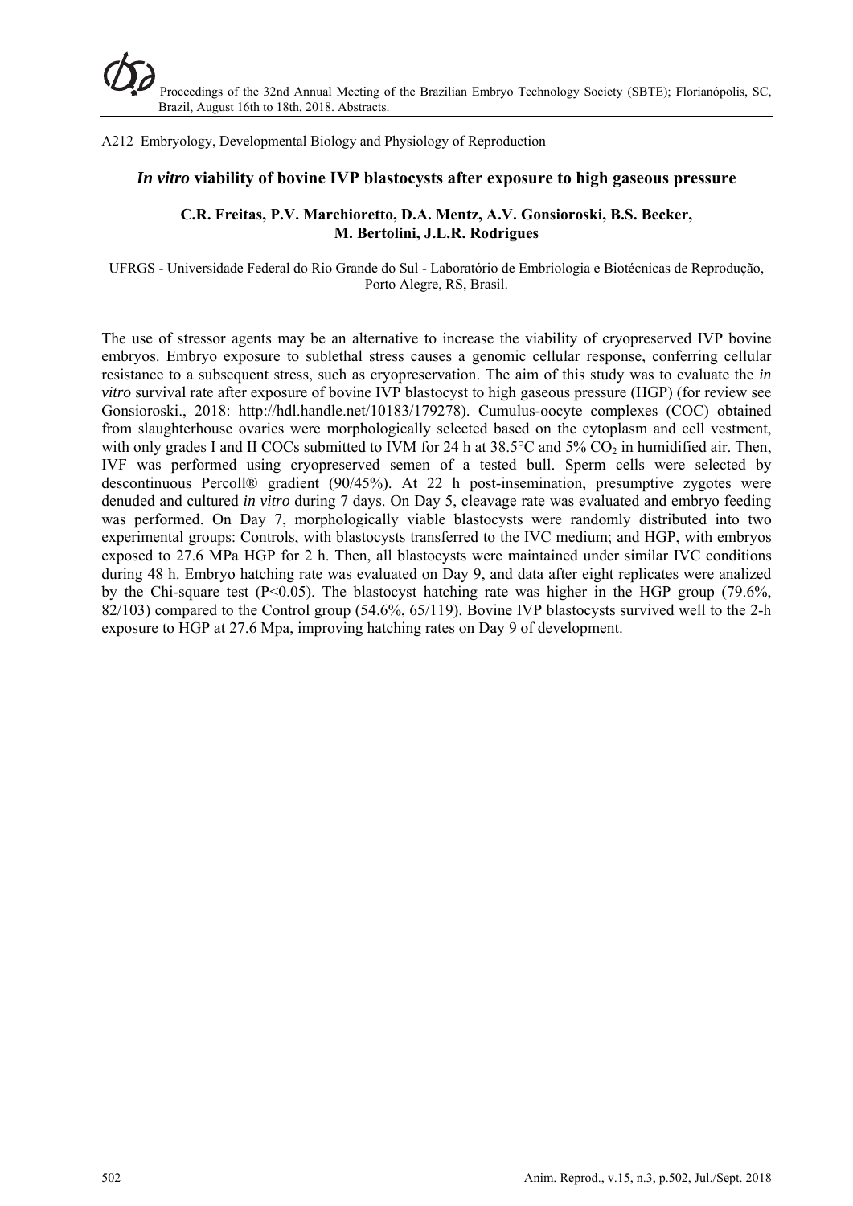A212 Embryology, Developmental Biology and Physiology of Reproduction

## *In vitro* viability of bovine IVP blastocysts after exposure to high gaseous pressure

**C.R. Freitas, P.V. Marchioretto, D.A. Mentz, A.V. Gonsioroski, B.S. Becker, M. Bertolini, J.L.R. Rodrigues**

UFRGS - Universidade Federal do Rio Grande do Sul - Laboratório de Embriologia e Biotécnicas de Reprodução, Porto Alegre, RS, Brasil.

The use of stressor agents may be an alternative to increase the viability of cryopreserved IVP bovine embryos. Embryo exposure to sublethal stress causes a genomic cellular response, conferring cellular resistance to a subsequent stress, such as cryopreservation. The aim of this study was to evaluate the *in vitro* survival rate after exposure of bovine IVP blastocyst to high gaseous pressure (HGP) (for review see Gonsioroski., 2018: http://hdl.handle.net/10183/179278). Cumulus-oocyte complexes (COC) obtained from slaughterhouse ovaries were morphologically selected based on the cytoplasm and cell vestment, with only grades I and II COCs submitted to IVM for 24 h at 38.5°C and 5% $CO_2$ in humidified air. Then, IVF was performed using cryopreserved semen of a tested bull. Sperm cells were selected by descontinuous Percoll® gradient (90/45%). At 22 h post-insemination, presumptive zygotes were denuded and cultured *in vitro* during 7 days. On Day 5, cleavage rate was evaluated and embryo feeding was performed. On Day 7, morphologically viable blastocysts were randomly distributed into two experimental groups: Controls, with blastocysts transferred to the IVC medium; and HGP, with embryos exposed to 27.6 MPa HGP for 2 h. Then, all blastocysts were maintained under similar IVC conditions during 48 h. Embryo hatching rate was evaluated on Day 9, and data after eight replicates were analized by the Chi-square test ($P<0.05$). The blastocyst hatching rate was higher in the HGP group (79.6%, 82/103) compared to the Control group (54.6%, 65/119). Bovine IVP blastocysts survived well to the 2-h exposure to HGP at 27.6 Mpa, improving hatching rates on Day 9 of development.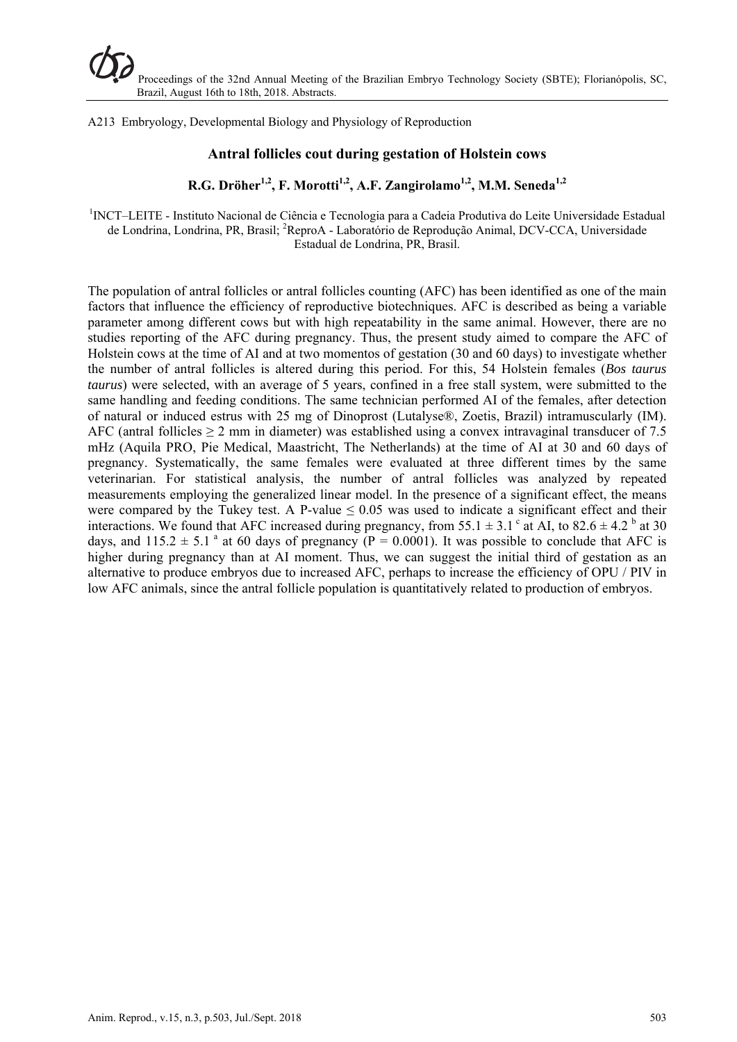A213 Embryology, Developmental Biology and Physiology of Reproduction

## Antral follicles cout during gestation of Holstein cows

**R.G. Dröher[1,2], F. Morotti[1,2], A.F. Zangirolamo[1,2], M.M. Seneda[1,2]**

[1]INCT–LEITE - Instituto Nacional de Ciência e Tecnologia para a Cadeia Produtiva do Leite Universidade Estadual de Londrina, Londrina, PR, Brasil; [2]ReproA - Laboratório de Reprodução Animal, DCV-CCA, Universidade Estadual de Londrina, PR, Brasil.

The population of antral follicles or antral follicles counting (AFC) has been identified as one of the main factors that influence the efficiency of reproductive biotechniques. AFC is described as being a variable parameter among different cows but with high repeatability in the same animal. However, there are no studies reporting of the AFC during pregnancy. Thus, the present study aimed to compare the AFC of Holstein cows at the time of AI and at two momentos of gestation (30 and 60 days) to investigate whether the number of antral follicles is altered during this period. For this, 54 Holstein females (*Bos taurus taurus*) were selected, with an average of 5 years, confined in a free stall system, were submitted to the same handling and feeding conditions. The same technician performed AI of the females, after detection of natural or induced estrus with 25 mg of Dinoprost (Lutalyse®, Zoetis, Brazil) intramuscularly (IM). AFC (antral follicles ≥ 2 mm in diameter) was established using a convex intravaginal transducer of 7.5 mHz (Aquila PRO, Pie Medical, Maastricht, The Netherlands) at the time of AI at 30 and 60 days of pregnancy. Systematically, the same females were evaluated at three different times by the same veterinarian. For statistical analysis, the number of antral follicles was analyzed by repeated measurements employing the generalized linear model. In the presence of a significant effect, the means were compared by the Tukey test. A P-value $\leq 0.05$ was used to indicate a significant effect and their interactions. We found that AFC increased during pregnancy, from $55.1 \pm 3.1^{c}$ at AI, to $82.6 \pm 4.2^{b}$ at 30 days, and $115.2 \pm 5.1^{a}$ at 60 days of pregnancy ($P = 0.0001$). It was possible to conclude that AFC is higher during pregnancy than at AI moment. Thus, we can suggest the initial third of gestation as an alternative to produce embryos due to increased AFC, perhaps to increase the efficiency of OPU / PIV in low AFC animals, since the antral follicle population is quantitatively related to production of embryos.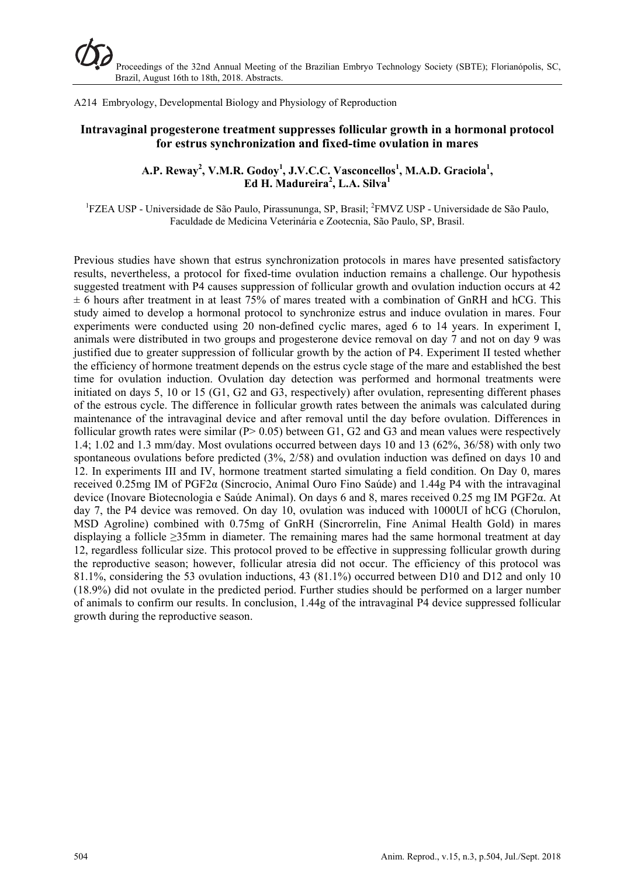A214 Embryology, Developmental Biology and Physiology of Reproduction

## Intravaginal progesterone treatment suppresses follicular growth in a hormonal protocol for estrus synchronization and fixed-time ovulation in mares

**A.P. Reway[2], V.M.R. Godoy[1], J.V.C.C. Vasconcellos[1], M.A.D. Graciola[1], Ed H. Madureira[2], L.A. Silva[1]**

[1]FZEA USP - Universidade de São Paulo, Pirassununga, SP, Brasil; [2]FMVZ USP - Universidade de São Paulo, Faculdade de Medicina Veterinária e Zootecnia, São Paulo, SP, Brasil.

Previous studies have shown that estrus synchronization protocols in mares have presented satisfactory results, nevertheless, a protocol for fixed-time ovulation induction remains a challenge. Our hypothesis suggested treatment with P4 causes suppression of follicular growth and ovulation induction occurs at 42 ± 6 hours after treatment in at least 75% of mares treated with a combination of GnRH and hCG. This study aimed to develop a hormonal protocol to synchronize estrus and induce ovulation in mares. Four experiments were conducted using 20 non-defined cyclic mares, aged 6 to 14 years. In experiment I, animals were distributed in two groups and progesterone device removal on day 7 and not on day 9 was justified due to greater suppression of follicular growth by the action of P4. Experiment II tested whether the efficiency of hormone treatment depends on the estrus cycle stage of the mare and established the best time for ovulation induction. Ovulation day detection was performed and hormonal treatments were initiated on days 5, 10 or 15 (G1, G2 and G3, respectively) after ovulation, representing different phases of the estrous cycle. The difference in follicular growth rates between the animals was calculated during maintenance of the intravaginal device and after removal until the day before ovulation. Differences in follicular growth rates were similar (P> 0.05) between G1, G2 and G3 and mean values were respectively 1.4; 1.02 and 1.3 mm/day. Most ovulations occurred between days 10 and 13 (62%, 36/58) with only two spontaneous ovulations before predicted (3%, 2/58) and ovulation induction was defined on days 10 and 12. In experiments III and IV, hormone treatment started simulating a field condition. On Day 0, mares received 0.25mg IM of PGF2α (Sincrocio, Animal Ouro Fino Saúde) and 1.44g P4 with the intravaginal device (Inovare Biotecnologia e Saúde Animal). On days 6 and 8, mares received 0.25 mg IM PGF2α. At day 7, the P4 device was removed. On day 10, ovulation was induced with 1000UI of hCG (Chorulon, MSD Agroline) combined with 0.75mg of GnRH (Sincrorrelin, Fine Animal Health Gold) in mares displaying a follicle ≥35mm in diameter. The remaining mares had the same hormonal treatment at day 12, regardless follicular size. This protocol proved to be effective in suppressing follicular growth during the reproductive season; however, follicular atresia did not occur. The efficiency of this protocol was 81.1%, considering the 53 ovulation inductions, 43 (81.1%) occurred between D10 and D12 and only 10 (18.9%) did not ovulate in the predicted period. Further studies should be performed on a larger number of animals to confirm our results. In conclusion, 1.44g of the intravaginal P4 device suppressed follicular growth during the reproductive season.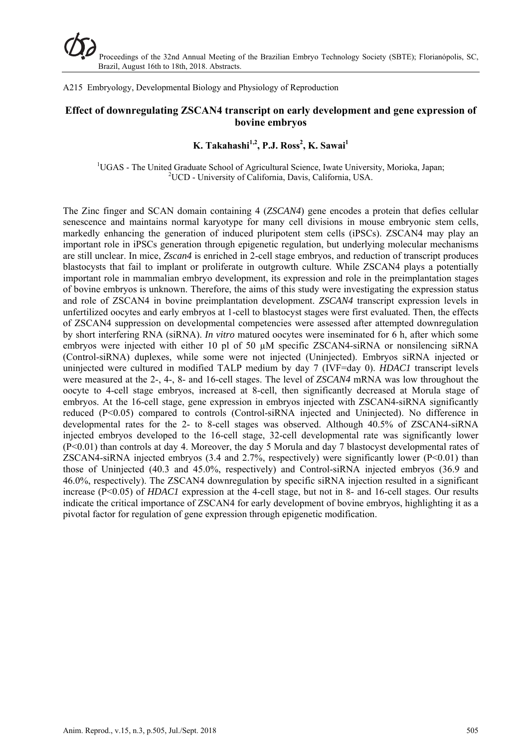A215 Embryology, Developmental Biology and Physiology of Reproduction

## Effect of downregulating ZSCAN4 transcript on early development and gene expression of bovine embryos

**K. Takahashi[1,2], P.J. Ross[2], K. Sawai[1]**

[1]UGAS - The United Graduate School of Agricultural Science, Iwate University, Morioka, Japan;
[2]UCD - University of California, Davis, California, USA.

The Zinc finger and SCAN domain containing 4 (*ZSCAN4*) gene encodes a protein that defies cellular senescence and maintains normal karyotype for many cell divisions in mouse embryonic stem cells, markedly enhancing the generation of induced pluripotent stem cells (iPSCs). ZSCAN4 may play an important role in iPSCs generation through epigenetic regulation, but underlying molecular mechanisms are still unclear. In mice, *Zscan4* is enriched in 2-cell stage embryos, and reduction of transcript produces blastocysts that fail to implant or proliferate in outgrowth culture. While ZSCAN4 plays a potentially important role in mammalian embryo development, its expression and role in the preimplantation stages of bovine embryos is unknown. Therefore, the aims of this study were investigating the expression status and role of ZSCAN4 in bovine preimplantation development. *ZSCAN4* transcript expression levels in unfertilized oocytes and early embryos at 1-cell to blastocyst stages were first evaluated. Then, the effects of ZSCAN4 suppression on developmental competencies were assessed after attempted downregulation by short interfering RNA (siRNA). *In vitro* matured oocytes were inseminated for 6 h, after which some embryos were injected with either 10 pl of 50 µM specific ZSCAN4-siRNA or nonsilencing siRNA (Control-siRNA) duplexes, while some were not injected (Uninjected). Embryos siRNA injected or uninjected were cultured in modified TALP medium by day 7 (IVF=day 0). *HDAC1* transcript levels were measured at the 2-, 4-, 8- and 16-cell stages. The level of *ZSCAN4* mRNA was low throughout the oocyte to 4-cell stage embryos, increased at 8-cell, then significantly decreased at Morula stage of embryos. At the 16-cell stage, gene expression in embryos injected with ZSCAN4-siRNA significantly reduced ($P<0.05$) compared to controls (Control-siRNA injected and Uninjected). No difference in developmental rates for the 2- to 8-cell stages was observed. Although 40.5% of ZSCAN4-siRNA injected embryos developed to the 16-cell stage, 32-cell developmental rate was significantly lower ($P<0.01$) than controls at day 4. Moreover, the day 5 Morula and day 7 blastocyst developmental rates of ZSCAN4-siRNA injected embryos (3.4 and 2.7%, respectively) were significantly lower ($P<0.01$) than those of Uninjected (40.3 and 45.0%, respectively) and Control-siRNA injected embryos (36.9 and 46.0%, respectively). The ZSCAN4 downregulation by specific siRNA injection resulted in a significant increase ($P<0.05$) of *HDAC1* expression at the 4-cell stage, but not in 8- and 16-cell stages. Our results indicate the critical importance of ZSCAN4 for early development of bovine embryos, highlighting it as a pivotal factor for regulation of gene expression through epigenetic modification.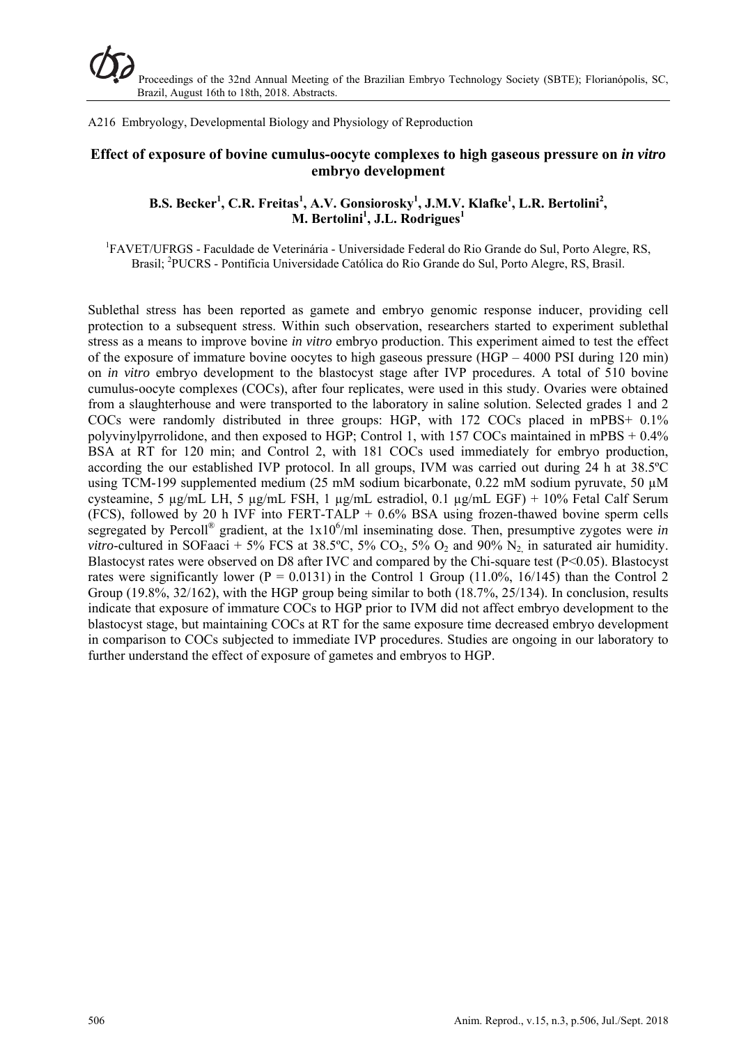A216 Embryology, Developmental Biology and Physiology of Reproduction

## Effect of exposure of bovine cumulus-oocyte complexes to high gaseous pressure on *in vitro* embryo development

**B.S. Becker[1], C.R. Freitas[1], A.V. Gonsiorosky[1], J.M.V. Klafke[1], L.R. Bertolini[2], M. Bertolini[1], J.L. Rodrigues[1]**

[1]FAVET/UFRGS - Faculdade de Veterinária - Universidade Federal do Rio Grande do Sul, Porto Alegre, RS, Brasil; [2]PUCRS - Pontifícia Universidade Católica do Rio Grande do Sul, Porto Alegre, RS, Brasil.

Sublethal stress has been reported as gamete and embryo genomic response inducer, providing cell protection to a subsequent stress. Within such observation, researchers started to experiment sublethal stress as a means to improve bovine *in vitro* embryo production. This experiment aimed to test the effect of the exposure of immature bovine oocytes to high gaseous pressure (HGP – 4000 PSI during 120 min) on *in vitro* embryo development to the blastocyst stage after IVP procedures. A total of 510 bovine cumulus-oocyte complexes (COCs), after four replicates, were used in this study. Ovaries were obtained from a slaughterhouse and were transported to the laboratory in saline solution. Selected grades 1 and 2 COCs were randomly distributed in three groups: HGP, with 172 COCs placed in mPBS+ 0.1% polyvinylpyrrolidone, and then exposed to HGP; Control 1, with 157 COCs maintained in mPBS + 0.4% BSA at RT for 120 min; and Control 2, with 181 COCs used immediately for embryo production, according the our established IVP protocol. In all groups, IVM was carried out during 24 h at 38.5ºC using TCM-199 supplemented medium (25 mM sodium bicarbonate, 0.22 mM sodium pyruvate, 50 µM cysteamine, 5 µg/mL LH, 5 µg/mL FSH, 1 µg/mL estradiol, 0.1 µg/mL EGF) + 10% Fetal Calf Serum (FCS), followed by 20 h IVF into FERT-TALP + 0.6% BSA using frozen-thawed bovine sperm cells segregated by Percoll® gradient, at the $1x10^6$/ml inseminating dose. Then, presumptive zygotes were *in vitro*-cultured in SOFaaci + 5% FCS at 38.5ºC, 5% $CO_2$, 5% $O_2$ and 90% $N_2$, in saturated air humidity. Blastocyst rates were observed on D8 after IVC and compared by the Chi-square test ($P<0.05$). Blastocyst rates were significantly lower ($P = 0.0131$) in the Control 1 Group (11.0%, 16/145) than the Control 2 Group (19.8%, 32/162), with the HGP group being similar to both (18.7%, 25/134). In conclusion, results indicate that exposure of immature COCs to HGP prior to IVM did not affect embryo development to the blastocyst stage, but maintaining COCs at RT for the same exposure time decreased embryo development in comparison to COCs subjected to immediate IVP procedures. Studies are ongoing in our laboratory to further understand the effect of exposure of gametes and embryos to HGP.